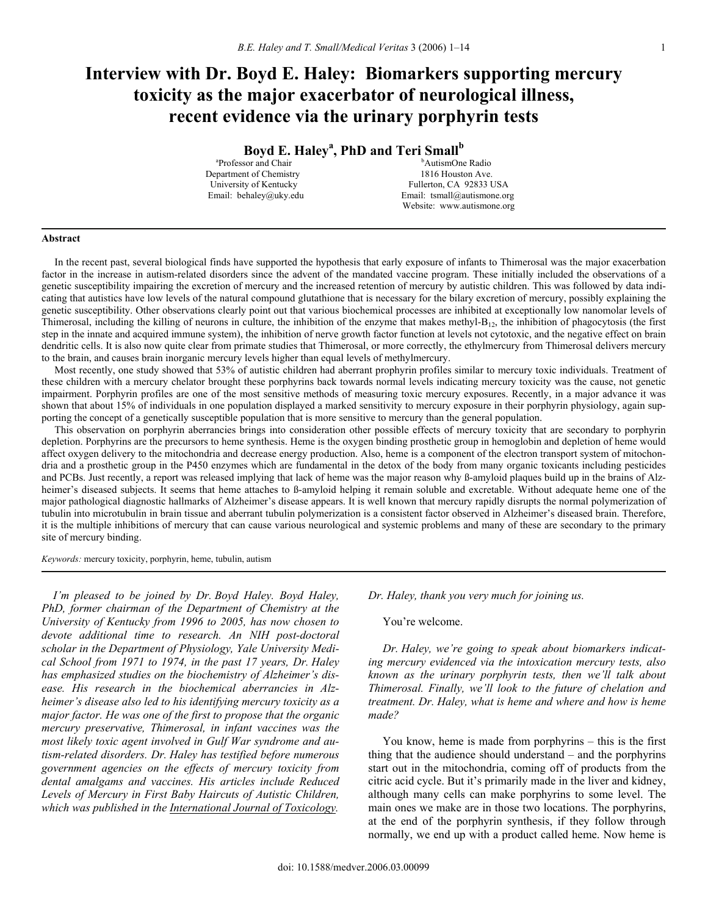# Interview with Dr. Boyd E. Haley: Biomarkers supporting mercury toxicity as the major exacerbator of neurological illness, recent evidence via the urinary porphyrin tests

**Boyd E. Haley[a], PhD and Teri Small[b]**

[a]Professor and Chair
Department of Chemistry
University of Kentucky
Email: behaley@uky.edu

[b]AutismOne Radio
1816 Houston Ave.
Fullerton, CA 92833 USA
Email: tsmall@autismone.org
Website: www.autismone.org

## Abstract

In the recent past, several biological finds have supported the hypothesis that early exposure of infants to Thimerosal was the major exacerbation factor in the increase in autism-related disorders since the advent of the mandated vaccine program. These initially included the observations of a genetic susceptibility impairing the excretion of mercury and the increased retention of mercury by autistic children. This was followed by data indicating that autistics have low levels of the natural compound glutathione that is necessary for the bilary excretion of mercury, possibly explaining the genetic susceptibility. Other observations clearly point out that various biochemical processes are inhibited at exceptionally low nanomolar levels of Thimerosal, including the killing of neurons in culture, the inhibition of the enzyme that makes methyl-$B_{12}$, the inhibition of phagocytosis (the first step in the innate and acquired immune system), the inhibition of nerve growth factor function at levels not cytotoxic, and the negative effect on brain dendritic cells. It is also now quite clear from primate studies that Thimerosal, or more correctly, the ethylmercury from Thimerosal delivers mercury to the brain, and causes brain inorganic mercury levels higher than equal levels of methylmercury.

Most recently, one study showed that 53% of autistic children had aberrant prophyrin profiles similar to mercury toxic individuals. Treatment of these children with a mercury chelator brought these porphyrins back towards normal levels indicating mercury toxicity was the cause, not genetic impairment. Porphyrin profiles are one of the most sensitive methods of measuring toxic mercury exposures. Recently, in a major advance it was shown that about 15% of individuals in one population displayed a marked sensitivity to mercury exposure in their porphyrin physiology, again supporting the concept of a genetically susceptible population that is more sensitive to mercury than the general population.

This observation on porphyrin aberrancies brings into consideration other possible effects of mercury toxicity that are secondary to porphyrin depletion. Porphyrins are the precursors to heme synthesis. Heme is the oxygen binding prosthetic group in hemoglobin and depletion of heme would affect oxygen delivery to the mitochondria and decrease energy production. Also, heme is a component of the electron transport system of mitochondria and a prosthetic group in the P450 enzymes which are fundamental in the detox of the body from many organic toxicants including pesticides and PCBs. Just recently, a report was released implying that lack of heme was the major reason why ß-amyloid plaques build up in the brains of Alzheimer's diseased subjects. It seems that heme attaches to ß-amyloid helping it remain soluble and excretable. Without adequate heme one of the major pathological diagnostic hallmarks of Alzheimer's disease appears. It is well known that mercury rapidly disrupts the normal polymerization of tubulin into microtubulin in brain tissue and aberrant tubulin polymerization is a consistent factor observed in Alzheimer's diseased brain. Therefore, it is the multiple inhibitions of mercury that can cause various neurological and systemic problems and many of these are secondary to the primary site of mercury binding.

*Keywords:* mercury toxicity, porphyrin, heme, tubulin, autism

---

*I'm pleased to be joined by Dr. Boyd Haley. Boyd Haley, PhD, former chairman of the Department of Chemistry at the University of Kentucky from 1996 to 2005, has now chosen to devote additional time to research. An NIH post-doctoral scholar in the Department of Physiology, Yale University Medical School from 1971 to 1974, in the past 17 years, Dr. Haley has emphasized studies on the biochemistry of Alzheimer's disease. His research in the biochemical aberrancies in Alzheimer's disease also led to his identifying mercury toxicity as a major factor. He was one of the first to propose that the organic mercury preservative, Thimerosal, in infant vaccines was the most likely toxic agent involved in Gulf War syndrome and autism-related disorders. Dr. Haley has testified before numerous government agencies on the effects of mercury toxicity from dental amalgams and vaccines. His articles include Reduced Levels of Mercury in First Baby Haircuts of Autistic Children, which was published in the International Journal of Toxicology. Dr. Haley, thank you very much for joining us.*

You're welcome.

*Dr. Haley, we're going to speak about biomarkers indicating mercury evidenced via the intoxication mercury tests, also known as the urinary porphyrin tests, then we'll talk about Thimerosal. Finally, we'll look to the future of chelation and treatment. Dr. Haley, what is heme and where and how is heme made?*

You know, heme is made from porphyrins – this is the first thing that the audience should understand – and the porphyrins start out in the mitochondria, coming off of products from the citric acid cycle. But it's primarily made in the liver and kidney, although many cells can make porphyrins to some level. The main ones we make are in those two locations. The porphyrins, at the end of the porphyrin synthesis, if they follow through normally, we end up with a product called heme. Now heme is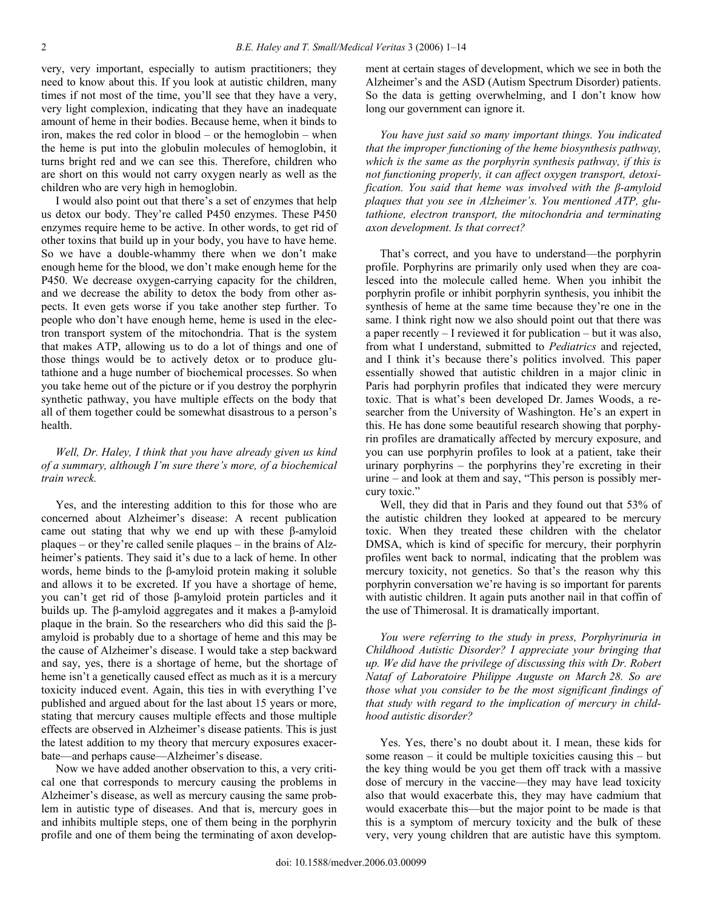very, very important, especially to autism practitioners; they need to know about this. If you look at autistic children, many times if not most of the time, you'll see that they have a very, very light complexion, indicating that they have an inadequate amount of heme in their bodies. Because heme, when it binds to iron, makes the red color in blood – or the hemoglobin – when the heme is put into the globulin molecules of hemoglobin, it turns bright red and we can see this. Therefore, children who are short on this would not carry oxygen nearly as well as the children who are very high in hemoglobin.

I would also point out that there's a set of enzymes that help us detox our body. They're called P450 enzymes. These P450 enzymes require heme to be active. In other words, to get rid of other toxins that build up in your body, you have to have heme. So we have a double-whammy there when we don't make enough heme for the blood, we don't make enough heme for the P450. We decrease oxygen-carrying capacity for the children, and we decrease the ability to detox the body from other aspects. It even gets worse if you take another step further. To people who don't have enough heme, heme is used in the electron transport system of the mitochondria. That is the system that makes ATP, allowing us to do a lot of things and one of those things would be to actively detox or to produce glutathione and a huge number of biochemical processes. So when you take heme out of the picture or if you destroy the porphyrin synthetic pathway, you have multiple effects on the body that all of them together could be somewhat disastrous to a person's health.

*Well, Dr. Haley, I think that you have already given us kind of a summary, although I'm sure there's more, of a biochemical train wreck.*

Yes, and the interesting addition to this for those who are concerned about Alzheimer's disease: A recent publication came out stating that why we end up with these β-amyloid plaques – or they're called senile plaques – in the brains of Alzheimer's patients. They said it's due to a lack of heme. In other words, heme binds to the β-amyloid protein making it soluble and allows it to be excreted. If you have a shortage of heme, you can't get rid of those β-amyloid protein particles and it builds up. The β-amyloid aggregates and it makes a β-amyloid plaque in the brain. So the researchers who did this said the β-amyloid is probably due to a shortage of heme and this may be the cause of Alzheimer's disease. I would take a step backward and say, yes, there is a shortage of heme, but the shortage of heme isn't a genetically caused effect as much as it is a mercury toxicity induced event. Again, this ties in with everything I've published and argued about for the last about 15 years or more, stating that mercury causes multiple effects and those multiple effects are observed in Alzheimer's disease patients. This is just the latest addition to my theory that mercury exposures exacerbate—and perhaps cause—Alzheimer's disease.

Now we have added another observation to this, a very critical one that corresponds to mercury causing the problems in Alzheimer's disease, as well as mercury causing the same problem in autistic type of diseases. And that is, mercury goes in and inhibits multiple steps, one of them being in the porphyrin profile and one of them being the terminating of axon development at certain stages of development, which we see in both the Alzheimer's and the ASD (Autism Spectrum Disorder) patients. So the data is getting overwhelming, and I don't know how long our government can ignore it.

*You have just said so many important things. You indicated that the improper functioning of the heme biosynthesis pathway, which is the same as the porphyrin synthesis pathway, if this is not functioning properly, it can affect oxygen transport, detoxification. You said that heme was involved with the β-amyloid plaques that you see in Alzheimer's. You mentioned ATP, glutathione, electron transport, the mitochondria and terminating axon development. Is that correct?*

That's correct, and you have to understand—the porphyrin profile. Porphyrins are primarily only used when they are coalesced into the molecule called heme. When you inhibit the porphyrin profile or inhibit porphyrin synthesis, you inhibit the synthesis of heme at the same time because they're one in the same. I think right now we also should point out that there was a paper recently – I reviewed it for publication – but it was also, from what I understand, submitted to *Pediatrics* and rejected, and I think it's because there's politics involved. This paper essentially showed that autistic children in a major clinic in Paris had porphyrin profiles that indicated they were mercury toxic. That is what's been developed Dr. James Woods, a researcher from the University of Washington. He's an expert in this. He has done some beautiful research showing that porphyrin profiles are dramatically affected by mercury exposure, and you can use porphyrin profiles to look at a patient, take their urinary porphyrins – the porphyrins they're excreting in their urine – and look at them and say, "This person is possibly mercury toxic."

Well, they did that in Paris and they found out that 53% of the autistic children they looked at appeared to be mercury toxic. When they treated these children with the chelator DMSA, which is kind of specific for mercury, their porphyrin profiles went back to normal, indicating that the problem was mercury toxicity, not genetics. So that's the reason why this porphyrin conversation we're having is so important for parents with autistic children. It again puts another nail in that coffin of the use of Thimerosal. It is dramatically important.

*You were referring to the study in press, Porphyrinuria in Childhood Autistic Disorder? I appreciate your bringing that up. We did have the privilege of discussing this with Dr. Robert Nataf of Laboratoire Philippe Auguste on March 28. So are those what you consider to be the most significant findings of that study with regard to the implication of mercury in childhood autistic disorder?*

Yes. Yes, there's no doubt about it. I mean, these kids for some reason – it could be multiple toxicities causing this – but the key thing would be you get them off track with a massive dose of mercury in the vaccine—they may have lead toxicity also that would exacerbate this, they may have cadmium that would exacerbate this—but the major point to be made is that this is a symptom of mercury toxicity and the bulk of these very, very young children that are autistic have this symptom.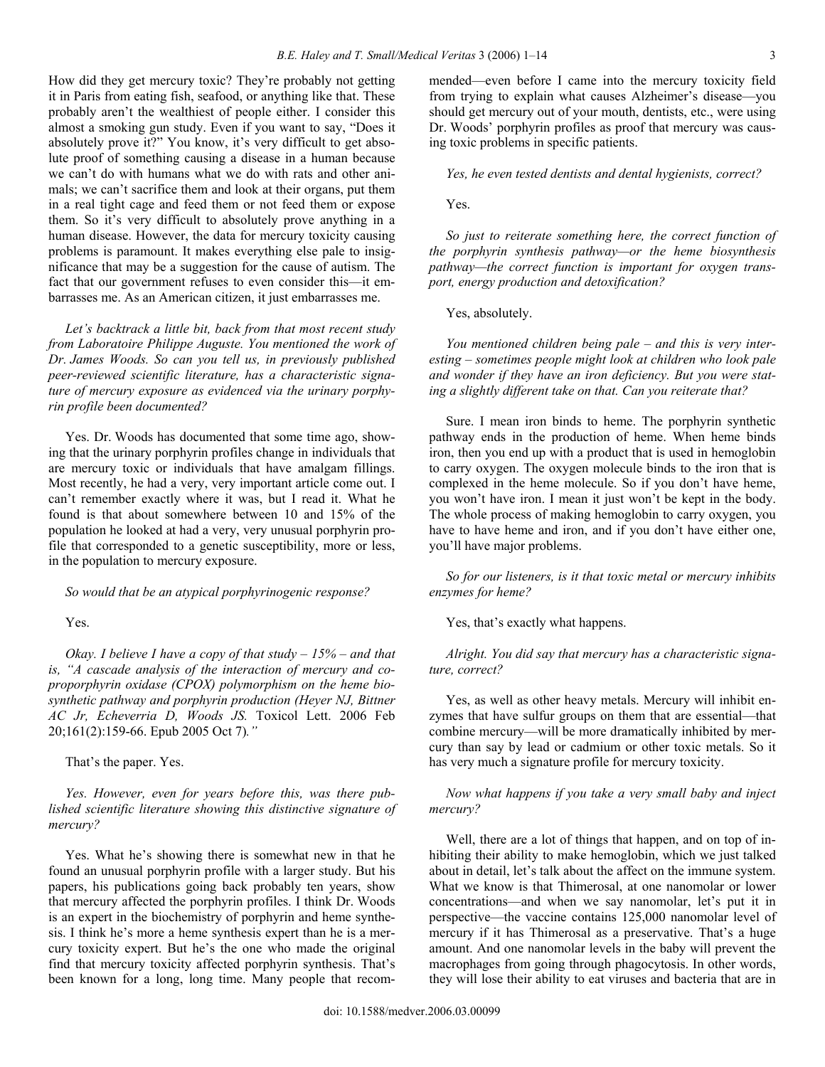How did they get mercury toxic? They're probably not getting it in Paris from eating fish, seafood, or anything like that. These probably aren't the wealthiest of people either. I consider this almost a smoking gun study. Even if you want to say, "Does it absolutely prove it?" You know, it's very difficult to get absolute proof of something causing a disease in a human because we can't do with humans what we do with rats and other animals; we can't sacrifice them and look at their organs, put them in a real tight cage and feed them or not feed them or expose them. So it's very difficult to absolutely prove anything in a human disease. However, the data for mercury toxicity causing problems is paramount. It makes everything else pale to insignificance that may be a suggestion for the cause of autism. The fact that our government refuses to even consider this—it embarrasses me. As an American citizen, it just embarrasses me.

*Let's backtrack a little bit, back from that most recent study from Laboratoire Philippe Auguste. You mentioned the work of Dr. James Woods. So can you tell us, in previously published peer-reviewed scientific literature, has a characteristic signature of mercury exposure as evidenced via the urinary porphyrin profile been documented?*

Yes. Dr. Woods has documented that some time ago, showing that the urinary porphyrin profiles change in individuals that are mercury toxic or individuals that have amalgam fillings. Most recently, he had a very, very important article come out. I can't remember exactly where it was, but I read it. What he found is that about somewhere between 10 and 15% of the population he looked at had a very, very unusual porphyrin profile that corresponded to a genetic susceptibility, more or less, in the population to mercury exposure.

*So would that be an atypical porphyrinogenic response?*

Yes.

*Okay. I believe I have a copy of that study – 15% – and that is, "A cascade analysis of the interaction of mercury and coproporphyrin oxidase (CPOX) polymorphism on the heme biosynthetic pathway and porphyrin production (Heyer NJ, Bittner AC Jr, Echeverria D, Woods JS.* Toxicol Lett. 2006 Feb 20;161(2):159-66. Epub 2005 Oct 7)*."*

That's the paper. Yes.

*Yes. However, even for years before this, was there published scientific literature showing this distinctive signature of mercury?*

Yes. What he's showing there is somewhat new in that he found an unusual porphyrin profile with a larger study. But his papers, his publications going back probably ten years, show that mercury affected the porphyrin profiles. I think Dr. Woods is an expert in the biochemistry of porphyrin and heme synthesis. I think he's more a heme synthesis expert than he is a mercury toxicity expert. But he's the one who made the original find that mercury toxicity affected porphyrin synthesis. That's been known for a long, long time. Many people that recommended—even before I came into the mercury toxicity field from trying to explain what causes Alzheimer's disease—you should get mercury out of your mouth, dentists, etc., were using Dr. Woods' porphyrin profiles as proof that mercury was causing toxic problems in specific patients.

*Yes, he even tested dentists and dental hygienists, correct?*

Yes.

*So just to reiterate something here, the correct function of the porphyrin synthesis pathway—or the heme biosynthesis pathway—the correct function is important for oxygen transport, energy production and detoxification?*

Yes, absolutely.

*You mentioned children being pale – and this is very interesting – sometimes people might look at children who look pale and wonder if they have an iron deficiency. But you were stating a slightly different take on that. Can you reiterate that?*

Sure. I mean iron binds to heme. The porphyrin synthetic pathway ends in the production of heme. When heme binds iron, then you end up with a product that is used in hemoglobin to carry oxygen. The oxygen molecule binds to the iron that is complexed in the heme molecule. So if you don't have heme, you won't have iron. I mean it just won't be kept in the body. The whole process of making hemoglobin to carry oxygen, you have to have heme and iron, and if you don't have either one, you'll have major problems.

*So for our listeners, is it that toxic metal or mercury inhibits enzymes for heme?*

Yes, that's exactly what happens.

*Alright. You did say that mercury has a characteristic signature, correct?*

Yes, as well as other heavy metals. Mercury will inhibit enzymes that have sulfur groups on them that are essential—that combine mercury—will be more dramatically inhibited by mercury than say by lead or cadmium or other toxic metals. So it has very much a signature profile for mercury toxicity.

*Now what happens if you take a very small baby and inject mercury?*

Well, there are a lot of things that happen, and on top of inhibiting their ability to make hemoglobin, which we just talked about in detail, let's talk about the affect on the immune system. What we know is that Thimerosal, at one nanomolar or lower concentrations—and when we say nanomolar, let's put it in perspective—the vaccine contains 125,000 nanomolar level of mercury if it has Thimerosal as a preservative. That's a huge amount. And one nanomolar levels in the baby will prevent the macrophages from going through phagocytosis. In other words, they will lose their ability to eat viruses and bacteria that are in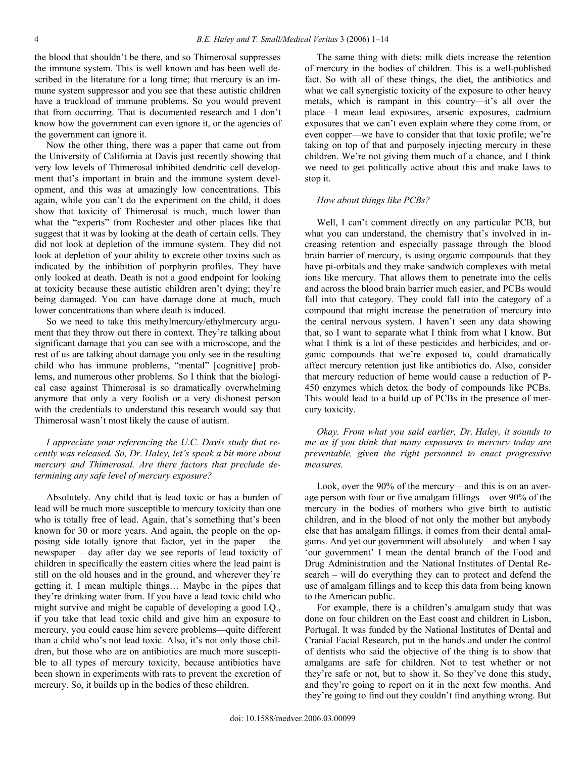the blood that shouldn't be there, and so Thimerosal suppresses the immune system. This is well known and has been well described in the literature for a long time; that mercury is an immune system suppressor and you see that these autistic children have a truckload of immune problems. So you would prevent that from occurring. That is documented research and I don't know how the government can even ignore it, or the agencies of the government can ignore it.

Now the other thing, there was a paper that came out from the University of California at Davis just recently showing that very low levels of Thimerosal inhibited dendritic cell development that's important in brain and the immune system development, and this was at amazingly low concentrations. This again, while you can't do the experiment on the child, it does show that toxicity of Thimerosal is much, much lower than what the "experts" from Rochester and other places like that suggest that it was by looking at the death of certain cells. They did not look at depletion of the immune system. They did not look at depletion of your ability to excrete other toxins such as indicated by the inhibition of porphyrin profiles. They have only looked at death. Death is not a good endpoint for looking at toxicity because these autistic children aren't dying; they're being damaged. You can have damage done at much, much lower concentrations than where death is induced.

So we need to take this methylmercury/ethylmercury argument that they throw out there in context. They're talking about significant damage that you can see with a microscope, and the rest of us are talking about damage you only see in the resulting child who has immune problems, "mental" [cognitive] problems, and numerous other problems. So I think that the biological case against Thimerosal is so dramatically overwhelming anymore that only a very foolish or a very dishonest person with the credentials to understand this research would say that Thimerosal wasn't most likely the cause of autism.

*I appreciate your referencing the U.C. Davis study that recently was released. So, Dr. Haley, let's speak a bit more about mercury and Thimerosal. Are there factors that preclude determining any safe level of mercury exposure?*

Absolutely. Any child that is lead toxic or has a burden of lead will be much more susceptible to mercury toxicity than one who is totally free of lead. Again, that's something that's been known for 30 or more years. And again, the people on the opposing side totally ignore that factor, yet in the paper – the newspaper – day after day we see reports of lead toxicity of children in specifically the eastern cities where the lead paint is still on the old houses and in the ground, and wherever they're getting it. I mean multiple things… Maybe in the pipes that they're drinking water from. If you have a lead toxic child who might survive and might be capable of developing a good I.Q., if you take that lead toxic child and give him an exposure to mercury, you could cause him severe problems—quite different than a child who's not lead toxic. Also, it's not only those children, but those who are on antibiotics are much more susceptible to all types of mercury toxicity, because antibiotics have been shown in experiments with rats to prevent the excretion of mercury. So, it builds up in the bodies of these children.

The same thing with diets: milk diets increase the retention of mercury in the bodies of children. This is a well-published fact. So with all of these things, the diet, the antibiotics and what we call synergistic toxicity of the exposure to other heavy metals, which is rampant in this country—it's all over the place—I mean lead exposures, arsenic exposures, cadmium exposures that we can't even explain where they come from, or even copper—we have to consider that that toxic profile; we're taking on top of that and purposely injecting mercury in these children. We're not giving them much of a chance, and I think we need to get politically active about this and make laws to stop it.

*How about things like PCBs?*

Well, I can't comment directly on any particular PCB, but what you can understand, the chemistry that's involved in increasing retention and especially passage through the blood brain barrier of mercury, is using organic compounds that they have pi-orbitals and they make sandwich complexes with metal ions like mercury. That allows them to penetrate into the cells and across the blood brain barrier much easier, and PCBs would fall into that category. They could fall into the category of a compound that might increase the penetration of mercury into the central nervous system. I haven't seen any data showing that, so I want to separate what I think from what I know. But what I think is a lot of these pesticides and herbicides, and organic compounds that we're exposed to, could dramatically affect mercury retention just like antibiotics do. Also, consider that mercury reduction of heme would cause a reduction of P-450 enzymes which detox the body of compounds like PCBs. This would lead to a build up of PCBs in the presence of mercury toxicity.

*Okay. From what you said earlier, Dr. Haley, it sounds to me as if you think that many exposures to mercury today are preventable, given the right personnel to enact progressive measures.*

Look, over the 90% of the mercury – and this is on an average person with four or five amalgam fillings – over 90% of the mercury in the bodies of mothers who give birth to autistic children, and in the blood of not only the mother but anybody else that has amalgam fillings, it comes from their dental amalgams. And yet our government will absolutely – and when I say 'our government' I mean the dental branch of the Food and Drug Administration and the National Institutes of Dental Research – will do everything they can to protect and defend the use of amalgam fillings and to keep this data from being known to the American public.

For example, there is a children's amalgam study that was done on four children on the East coast and children in Lisbon, Portugal. It was funded by the National Institutes of Dental and Cranial Facial Research, put in the hands and under the control of dentists who said the objective of the thing is to show that amalgams are safe for children. Not to test whether or not they're safe or not, but to show it. So they've done this study, and they're going to report on it in the next few months. And they're going to find out they couldn't find anything wrong. But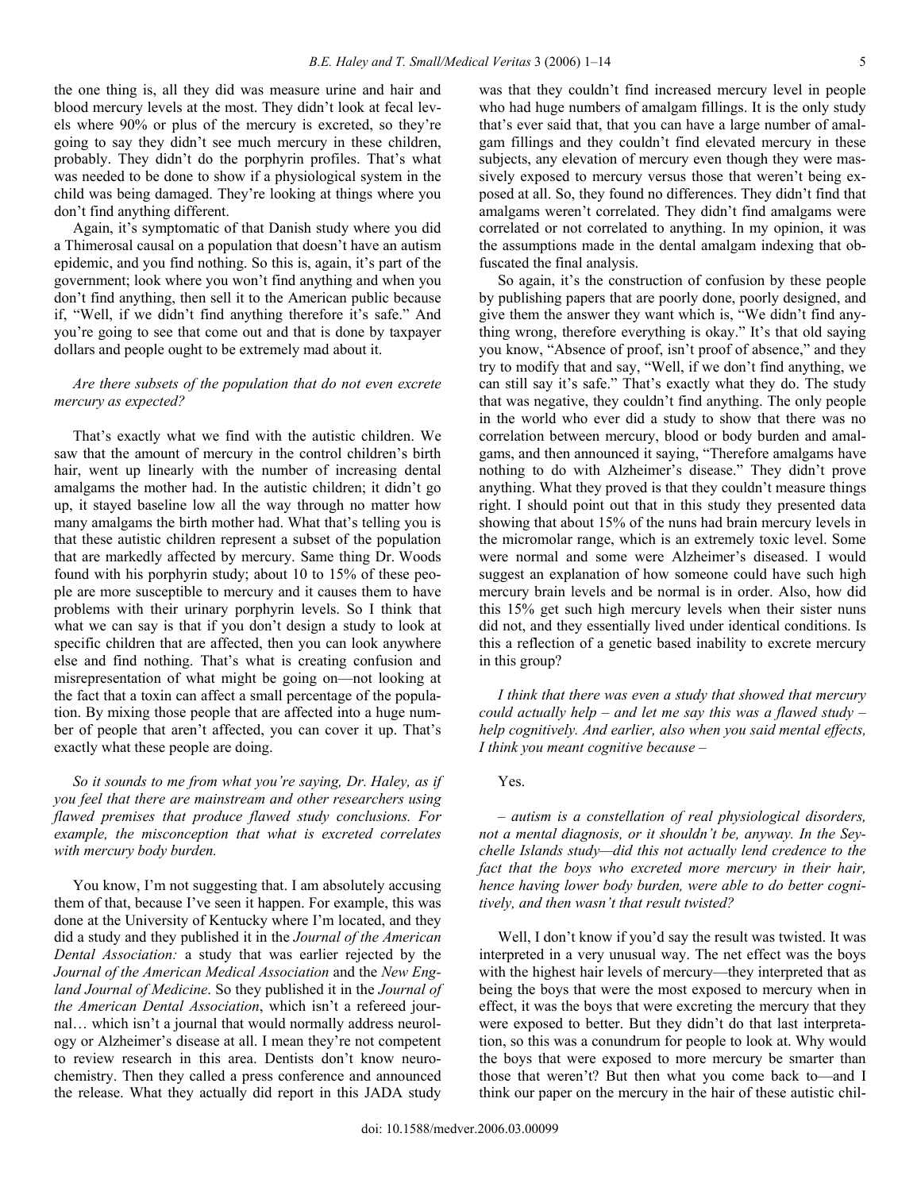the one thing is, all they did was measure urine and hair and blood mercury levels at the most. They didn't look at fecal levels where 90% or plus of the mercury is excreted, so they're going to say they didn't see much mercury in these children, probably. They didn't do the porphyrin profiles. That's what was needed to be done to show if a physiological system in the child was being damaged. They're looking at things where you don't find anything different.

Again, it's symptomatic of that Danish study where you did a Thimerosal causal on a population that doesn't have an autism epidemic, and you find nothing. So this is, again, it's part of the government; look where you won't find anything and when you don't find anything, then sell it to the American public because if, "Well, if we didn't find anything therefore it's safe." And you're going to see that come out and that is done by taxpayer dollars and people ought to be extremely mad about it.

*Are there subsets of the population that do not even excrete mercury as expected?*

That's exactly what we find with the autistic children. We saw that the amount of mercury in the control children's birth hair, went up linearly with the number of increasing dental amalgams the mother had. In the autistic children; it didn't go up, it stayed baseline low all the way through no matter how many amalgams the birth mother had. What that's telling you is that these autistic children represent a subset of the population that are markedly affected by mercury. Same thing Dr. Woods found with his porphyrin study; about 10 to 15% of these people are more susceptible to mercury and it causes them to have problems with their urinary porphyrin levels. So I think that what we can say is that if you don't design a study to look at specific children that are affected, then you can look anywhere else and find nothing. That's what is creating confusion and misrepresentation of what might be going on—not looking at the fact that a toxin can affect a small percentage of the population. By mixing those people that are affected into a huge number of people that aren't affected, you can cover it up. That's exactly what these people are doing.

*So it sounds to me from what you're saying, Dr. Haley, as if you feel that there are mainstream and other researchers using flawed premises that produce flawed study conclusions. For example, the misconception that what is excreted correlates with mercury body burden.*

You know, I'm not suggesting that. I am absolutely accusing them of that, because I've seen it happen. For example, this was done at the University of Kentucky where I'm located, and they did a study and they published it in the *Journal of the American Dental Association:* a study that was earlier rejected by the *Journal of the American Medical Association* and the *New England Journal of Medicine*. So they published it in the *Journal of the American Dental Association*, which isn't a refereed journal… which isn't a journal that would normally address neurology or Alzheimer's disease at all. I mean they're not competent to review research in this area. Dentists don't know neurochemistry. Then they called a press conference and announced the release. What they actually did report in this JADA study was that they couldn't find increased mercury level in people who had huge numbers of amalgam fillings. It is the only study that's ever said that, that you can have a large number of amalgam fillings and they couldn't find elevated mercury in these subjects, any elevation of mercury even though they were massively exposed to mercury versus those that weren't being exposed at all. So, they found no differences. They didn't find that amalgams weren't correlated. They didn't find amalgams were correlated or not correlated to anything. In my opinion, it was the assumptions made in the dental amalgam indexing that obfuscated the final analysis.

So again, it's the construction of confusion by these people by publishing papers that are poorly done, poorly designed, and give them the answer they want which is, "We didn't find anything wrong, therefore everything is okay." It's that old saying you know, "Absence of proof, isn't proof of absence," and they try to modify that and say, "Well, if we don't find anything, we can still say it's safe." That's exactly what they do. The study that was negative, they couldn't find anything. The only people in the world who ever did a study to show that there was no correlation between mercury, blood or body burden and amalgams, and then announced it saying, "Therefore amalgams have nothing to do with Alzheimer's disease." They didn't prove anything. What they proved is that they couldn't measure things right. I should point out that in this study they presented data showing that about 15% of the nuns had brain mercury levels in the micromolar range, which is an extremely toxic level. Some were normal and some were Alzheimer's diseased. I would suggest an explanation of how someone could have such high mercury brain levels and be normal is in order. Also, how did this 15% get such high mercury levels when their sister nuns did not, and they essentially lived under identical conditions. Is this a reflection of a genetic based inability to excrete mercury in this group?

*I think that there was even a study that showed that mercury could actually help – and let me say this was a flawed study – help cognitively. And earlier, also when you said mental effects, I think you meant cognitive because –*

Yes.

*– autism is a constellation of real physiological disorders, not a mental diagnosis, or it shouldn't be, anyway. In the Seychelle Islands study—did this not actually lend credence to the fact that the boys who excreted more mercury in their hair, hence having lower body burden, were able to do better cognitively, and then wasn't that result twisted?*

Well, I don't know if you'd say the result was twisted. It was interpreted in a very unusual way. The net effect was the boys with the highest hair levels of mercury—they interpreted that as being the boys that were the most exposed to mercury when in effect, it was the boys that were excreting the mercury that they were exposed to better. But they didn't do that last interpretation, so this was a conundrum for people to look at. Why would the boys that were exposed to more mercury be smarter than those that weren't? But then what you come back to—and I think our paper on the mercury in the hair of these autistic chil-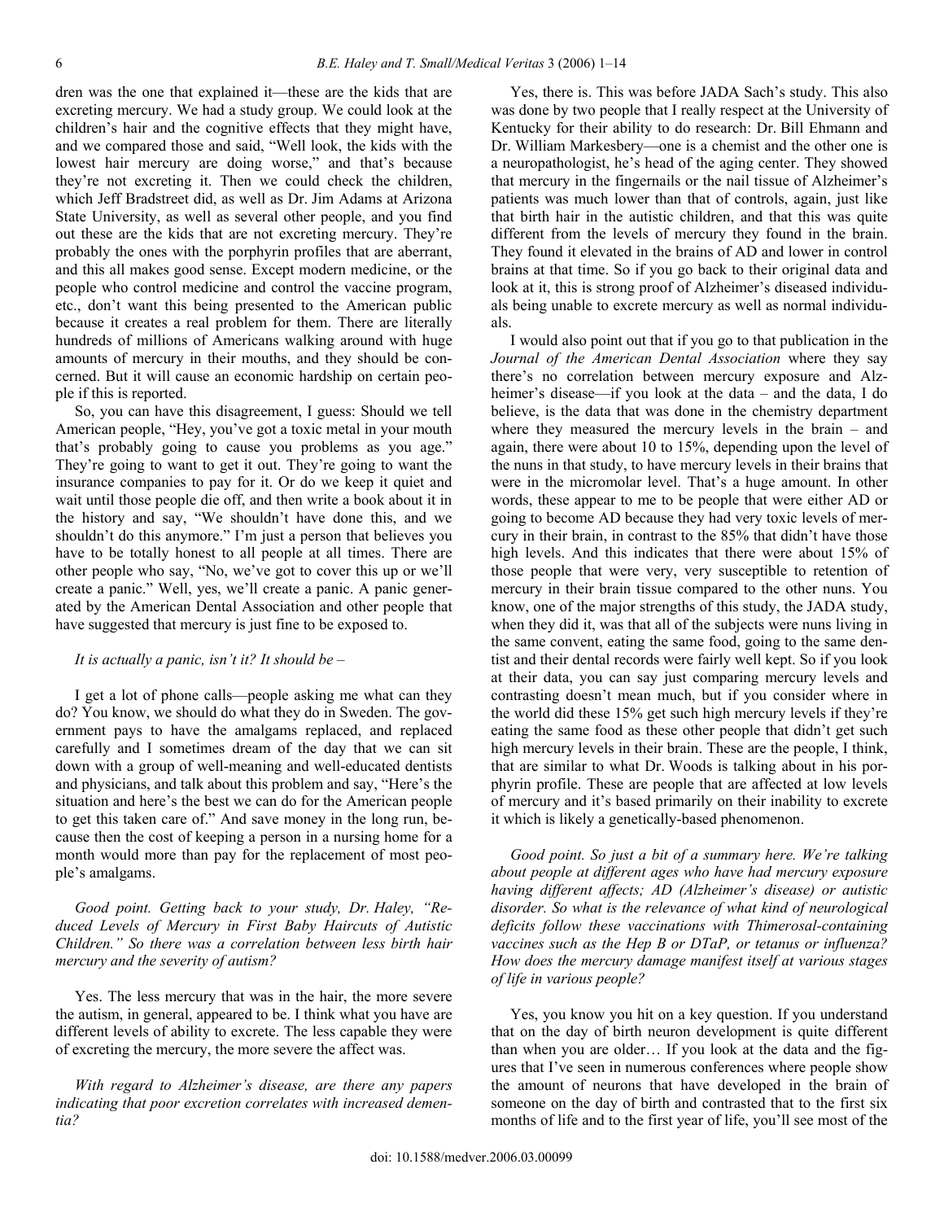dren was the one that explained it—these are the kids that are excreting mercury. We had a study group. We could look at the children's hair and the cognitive effects that they might have, and we compared those and said, "Well look, the kids with the lowest hair mercury are doing worse," and that's because they're not excreting it. Then we could check the children, which Jeff Bradstreet did, as well as Dr. Jim Adams at Arizona State University, as well as several other people, and you find out these are the kids that are not excreting mercury. They're probably the ones with the porphyrin profiles that are aberrant, and this all makes good sense. Except modern medicine, or the people who control medicine and control the vaccine program, etc., don't want this being presented to the American public because it creates a real problem for them. There are literally hundreds of millions of Americans walking around with huge amounts of mercury in their mouths, and they should be concerned. But it will cause an economic hardship on certain people if this is reported.

So, you can have this disagreement, I guess: Should we tell American people, "Hey, you've got a toxic metal in your mouth that's probably going to cause you problems as you age." They're going to want to get it out. They're going to want the insurance companies to pay for it. Or do we keep it quiet and wait until those people die off, and then write a book about it in the history and say, "We shouldn't have done this, and we shouldn't do this anymore." I'm just a person that believes you have to be totally honest to all people at all times. There are other people who say, "No, we've got to cover this up or we'll create a panic." Well, yes, we'll create a panic. A panic generated by the American Dental Association and other people that have suggested that mercury is just fine to be exposed to.

*It is actually a panic, isn't it? It should be –*

I get a lot of phone calls—people asking me what can they do? You know, we should do what they do in Sweden. The government pays to have the amalgams replaced, and replaced carefully and I sometimes dream of the day that we can sit down with a group of well-meaning and well-educated dentists and physicians, and talk about this problem and say, "Here's the situation and here's the best we can do for the American people to get this taken care of." And save money in the long run, because then the cost of keeping a person in a nursing home for a month would more than pay for the replacement of most people's amalgams.

*Good point. Getting back to your study, Dr. Haley, "Reduced Levels of Mercury in First Baby Haircuts of Autistic Children." So there was a correlation between less birth hair mercury and the severity of autism?*

Yes. The less mercury that was in the hair, the more severe the autism, in general, appeared to be. I think what you have are different levels of ability to excrete. The less capable they were of excreting the mercury, the more severe the affect was.

*With regard to Alzheimer's disease, are there any papers indicating that poor excretion correlates with increased dementia?*

Yes, there is. This was before JADA Sach's study. This also was done by two people that I really respect at the University of Kentucky for their ability to do research: Dr. Bill Ehmann and Dr. William Markesbery—one is a chemist and the other one is a neuropathologist, he's head of the aging center. They showed that mercury in the fingernails or the nail tissue of Alzheimer's patients was much lower than that of controls, again, just like that birth hair in the autistic children, and that this was quite different from the levels of mercury they found in the brain. They found it elevated in the brains of AD and lower in control brains at that time. So if you go back to their original data and look at it, this is strong proof of Alzheimer's diseased individuals being unable to excrete mercury as well as normal individuals.

I would also point out that if you go to that publication in the *Journal of the American Dental Association* where they say there's no correlation between mercury exposure and Alzheimer's disease—if you look at the data – and the data, I do believe, is the data that was done in the chemistry department where they measured the mercury levels in the brain – and again, there were about 10 to 15%, depending upon the level of the nuns in that study, to have mercury levels in their brains that were in the micromolar level. That's a huge amount. In other words, these appear to me to be people that were either AD or going to become AD because they had very toxic levels of mercury in their brain, in contrast to the 85% that didn't have those high levels. And this indicates that there were about 15% of those people that were very, very susceptible to retention of mercury in their brain tissue compared to the other nuns. You know, one of the major strengths of this study, the JADA study, when they did it, was that all of the subjects were nuns living in the same convent, eating the same food, going to the same dentist and their dental records were fairly well kept. So if you look at their data, you can say just comparing mercury levels and contrasting doesn't mean much, but if you consider where in the world did these 15% get such high mercury levels if they're eating the same food as these other people that didn't get such high mercury levels in their brain. These are the people, I think, that are similar to what Dr. Woods is talking about in his porphyrin profile. These are people that are affected at low levels of mercury and it's based primarily on their inability to excrete it which is likely a genetically-based phenomenon.

*Good point. So just a bit of a summary here. We're talking about people at different ages who have had mercury exposure having different affects; AD (Alzheimer's disease) or autistic disorder. So what is the relevance of what kind of neurological deficits follow these vaccinations with Thimerosal-containing vaccines such as the Hep B or DTaP, or tetanus or influenza? How does the mercury damage manifest itself at various stages of life in various people?*

Yes, you know you hit on a key question. If you understand that on the day of birth neuron development is quite different than when you are older… If you look at the data and the figures that I've seen in numerous conferences where people show the amount of neurons that have developed in the brain of someone on the day of birth and contrasted that to the first six months of life and to the first year of life, you'll see most of the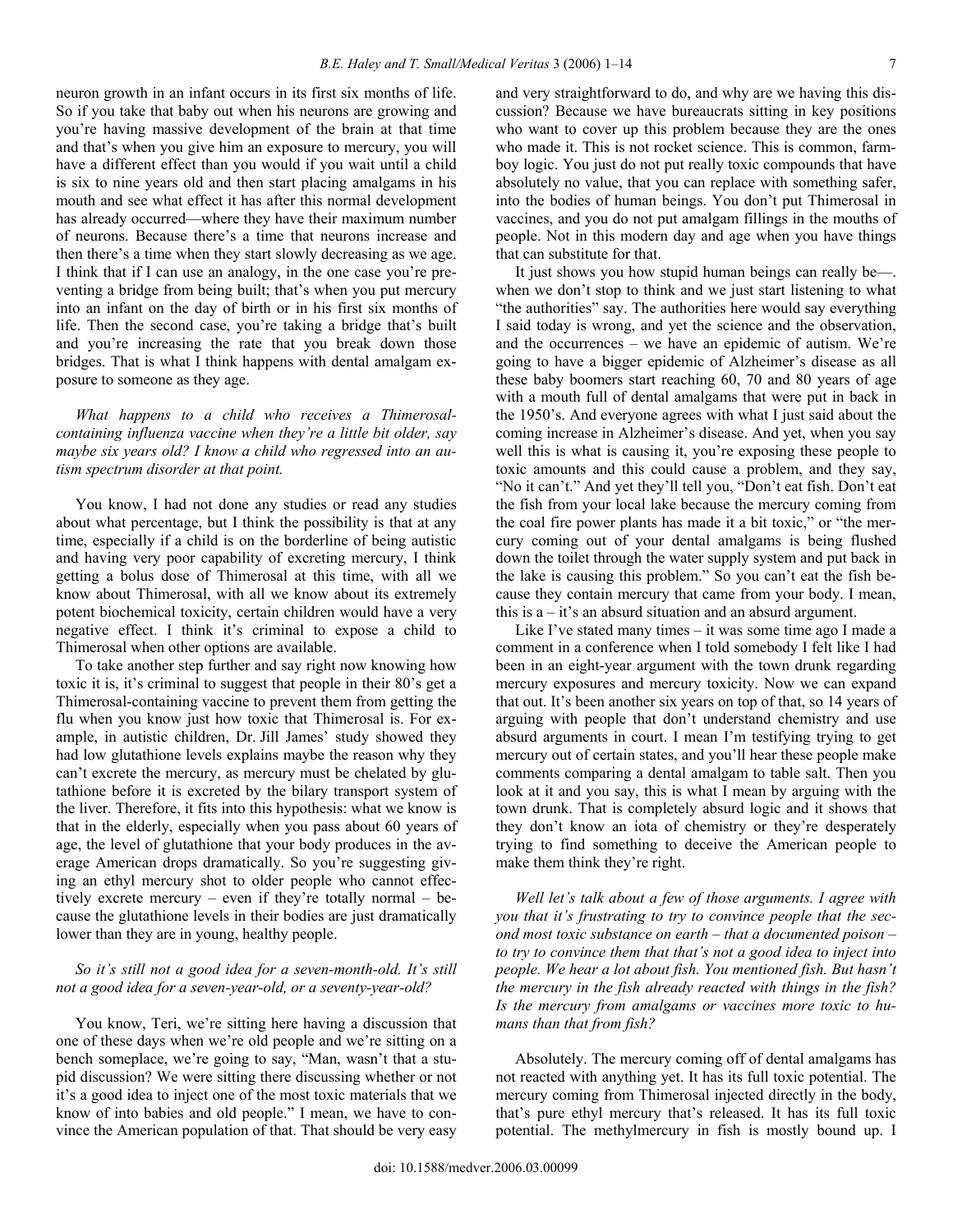neuron growth in an infant occurs in its first six months of life. So if you take that baby out when his neurons are growing and you're having massive development of the brain at that time and that's when you give him an exposure to mercury, you will have a different effect than you would if you wait until a child is six to nine years old and then start placing amalgams in his mouth and see what effect it has after this normal development has already occurred—where they have their maximum number of neurons. Because there's a time that neurons increase and then there's a time when they start slowly decreasing as we age. I think that if I can use an analogy, in the one case you're preventing a bridge from being built; that's when you put mercury into an infant on the day of birth or in his first six months of life. Then the second case, you're taking a bridge that's built and you're increasing the rate that you break down those bridges. That is what I think happens with dental amalgam exposure to someone as they age.

*What happens to a child who receives a Thimerosal-containing influenza vaccine when they're a little bit older, say maybe six years old? I know a child who regressed into an autism spectrum disorder at that point.*

You know, I had not done any studies or read any studies about what percentage, but I think the possibility is that at any time, especially if a child is on the borderline of being autistic and having very poor capability of excreting mercury, I think getting a bolus dose of Thimerosal at this time, with all we know about Thimerosal, with all we know about its extremely potent biochemical toxicity, certain children would have a very negative effect. I think it's criminal to expose a child to Thimerosal when other options are available.

To take another step further and say right now knowing how toxic it is, it's criminal to suggest that people in their 80's get a Thimerosal-containing vaccine to prevent them from getting the flu when you know just how toxic that Thimerosal is. For example, in autistic children, Dr. Jill James' study showed they had low glutathione levels explains maybe the reason why they can't excrete the mercury, as mercury must be chelated by glutathione before it is excreted by the bilary transport system of the liver. Therefore, it fits into this hypothesis: what we know is that in the elderly, especially when you pass about 60 years of age, the level of glutathione that your body produces in the average American drops dramatically. So you're suggesting giving an ethyl mercury shot to older people who cannot effectively excrete mercury – even if they're totally normal – because the glutathione levels in their bodies are just dramatically lower than they are in young, healthy people.

*So it's still not a good idea for a seven-month-old. It's still not a good idea for a seven-year-old, or a seventy-year-old?*

You know, Teri, we're sitting here having a discussion that one of these days when we're old people and we're sitting on a bench someplace, we're going to say, "Man, wasn't that a stupid discussion? We were sitting there discussing whether or not it's a good idea to inject one of the most toxic materials that we know of into babies and old people." I mean, we have to convince the American population of that. That should be very easy and very straightforward to do, and why are we having this discussion? Because we have bureaucrats sitting in key positions who want to cover up this problem because they are the ones who made it. This is not rocket science. This is common, farm-boy logic. You just do not put really toxic compounds that have absolutely no value, that you can replace with something safer, into the bodies of human beings. You don't put Thimerosal in vaccines, and you do not put amalgam fillings in the mouths of people. Not in this modern day and age when you have things that can substitute for that.

It just shows you how stupid human beings can really be—. when we don't stop to think and we just start listening to what "the authorities" say. The authorities here would say everything I said today is wrong, and yet the science and the observation, and the occurrences – we have an epidemic of autism. We're going to have a bigger epidemic of Alzheimer's disease as all these baby boomers start reaching 60, 70 and 80 years of age with a mouth full of dental amalgams that were put in back in the 1950's. And everyone agrees with what I just said about the coming increase in Alzheimer's disease. And yet, when you say well this is what is causing it, you're exposing these people to toxic amounts and this could cause a problem, and they say, "No it can't." And yet they'll tell you, "Don't eat fish. Don't eat the fish from your local lake because the mercury coming from the coal fire power plants has made it a bit toxic," or "the mercury coming out of your dental amalgams is being flushed down the toilet through the water supply system and put back in the lake is causing this problem." So you can't eat the fish because they contain mercury that came from your body. I mean, this is a – it's an absurd situation and an absurd argument.

Like I've stated many times – it was some time ago I made a comment in a conference when I told somebody I felt like I had been in an eight-year argument with the town drunk regarding mercury exposures and mercury toxicity. Now we can expand that out. It's been another six years on top of that, so 14 years of arguing with people that don't understand chemistry and use absurd arguments in court. I mean I'm testifying trying to get mercury out of certain states, and you'll hear these people make comments comparing a dental amalgam to table salt. Then you look at it and you say, this is what I mean by arguing with the town drunk. That is completely absurd logic and it shows that they don't know an iota of chemistry or they're desperately trying to find something to deceive the American people to make them think they're right.

*Well let's talk about a few of those arguments. I agree with you that it's frustrating to try to convince people that the second most toxic substance on earth – that a documented poison – to try to convince them that that's not a good idea to inject into people. We hear a lot about fish. You mentioned fish. But hasn't the mercury in the fish already reacted with things in the fish? Is the mercury from amalgams or vaccines more toxic to humans than that from fish?*

Absolutely. The mercury coming off of dental amalgams has not reacted with anything yet. It has its full toxic potential. The mercury coming from Thimerosal injected directly in the body, that's pure ethyl mercury that's released. It has its full toxic potential. The methylmercury in fish is mostly bound up. I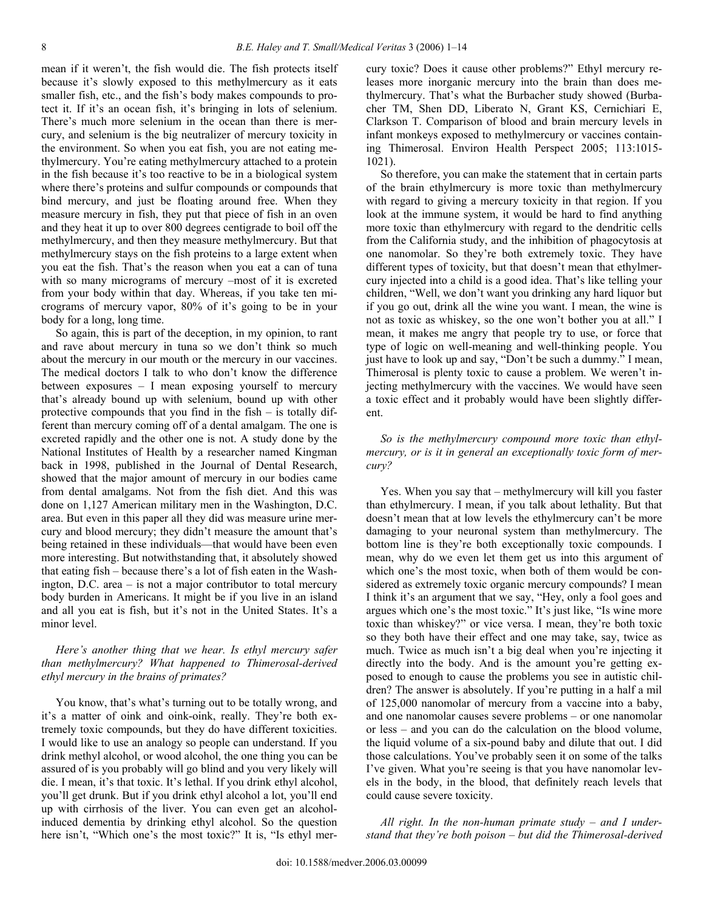mean if it weren't, the fish would die. The fish protects itself because it's slowly exposed to this methylmercury as it eats smaller fish, etc., and the fish's body makes compounds to protect it. If it's an ocean fish, it's bringing in lots of selenium. There's much more selenium in the ocean than there is mercury, and selenium is the big neutralizer of mercury toxicity in the environment. So when you eat fish, you are not eating methylmercury. You're eating methylmercury attached to a protein in the fish because it's too reactive to be in a biological system where there's proteins and sulfur compounds or compounds that bind mercury, and just be floating around free. When they measure mercury in fish, they put that piece of fish in an oven and they heat it up to over 800 degrees centigrade to boil off the methylmercury, and then they measure methylmercury. But that methylmercury stays on the fish proteins to a large extent when you eat the fish. That's the reason when you eat a can of tuna with so many micrograms of mercury –most of it is excreted from your body within that day. Whereas, if you take ten micrograms of mercury vapor, 80% of it's going to be in your body for a long, long time.

So again, this is part of the deception, in my opinion, to rant and rave about mercury in tuna so we don't think so much about the mercury in our mouth or the mercury in our vaccines. The medical doctors I talk to who don't know the difference between exposures – I mean exposing yourself to mercury that's already bound up with selenium, bound up with other protective compounds that you find in the fish – is totally different than mercury coming off of a dental amalgam. The one is excreted rapidly and the other one is not. A study done by the National Institutes of Health by a researcher named Kingman back in 1998, published in the Journal of Dental Research, showed that the major amount of mercury in our bodies came from dental amalgams. Not from the fish diet. And this was done on 1,127 American military men in the Washington, D.C. area. But even in this paper all they did was measure urine mercury and blood mercury; they didn't measure the amount that's being retained in these individuals—that would have been even more interesting. But notwithstanding that, it absolutely showed that eating fish – because there's a lot of fish eaten in the Washington, D.C. area – is not a major contributor to total mercury body burden in Americans. It might be if you live in an island and all you eat is fish, but it's not in the United States. It's a minor level.

*Here's another thing that we hear. Is ethyl mercury safer than methylmercury? What happened to Thimerosal-derived ethyl mercury in the brains of primates?*

You know, that's what's turning out to be totally wrong, and it's a matter of oink and oink-oink, really. They're both extremely toxic compounds, but they do have different toxicities. I would like to use an analogy so people can understand. If you drink methyl alcohol, or wood alcohol, the one thing you can be assured of is you probably will go blind and you very likely will die. I mean, it's that toxic. It's lethal. If you drink ethyl alcohol, you'll get drunk. But if you drink ethyl alcohol a lot, you'll end up with cirrhosis of the liver. You can even get an alcohol-induced dementia by drinking ethyl alcohol. So the question here isn't, "Which one's the most toxic?" It is, "Is ethyl mercury toxic? Does it cause other problems?" Ethyl mercury releases more inorganic mercury into the brain than does methylmercury. That's what the Burbacher study showed (Burbacher TM, Shen DD, Liberato N, Grant KS, Cernichiari E, Clarkson T. Comparison of blood and brain mercury levels in infant monkeys exposed to methylmercury or vaccines containing Thimerosal. Environ Health Perspect 2005; 113:1015-1021).

So therefore, you can make the statement that in certain parts of the brain ethylmercury is more toxic than methylmercury with regard to giving a mercury toxicity in that region. If you look at the immune system, it would be hard to find anything more toxic than ethylmercury with regard to the dendritic cells from the California study, and the inhibition of phagocytosis at one nanomolar. So they're both extremely toxic. They have different types of toxicity, but that doesn't mean that ethylmercury injected into a child is a good idea. That's like telling your children, "Well, we don't want you drinking any hard liquor but if you go out, drink all the wine you want. I mean, the wine is not as toxic as whiskey, so the one won't bother you at all." I mean, it makes me angry that people try to use, or force that type of logic on well-meaning and well-thinking people. You just have to look up and say, "Don't be such a dummy." I mean, Thimerosal is plenty toxic to cause a problem. We weren't injecting methylmercury with the vaccines. We would have seen a toxic effect and it probably would have been slightly different.

*So is the methylmercury compound more toxic than ethylmercury, or is it in general an exceptionally toxic form of mercury?*

Yes. When you say that – methylmercury will kill you faster than ethylmercury. I mean, if you talk about lethality. But that doesn't mean that at low levels the ethylmercury can't be more damaging to your neuronal system than methylmercury. The bottom line is they're both exceptionally toxic compounds. I mean, why do we even let them get us into this argument of which one's the most toxic, when both of them would be considered as extremely toxic organic mercury compounds? I mean I think it's an argument that we say, "Hey, only a fool goes and argues which one's the most toxic." It's just like, "Is wine more toxic than whiskey?" or vice versa. I mean, they're both toxic so they both have their effect and one may take, say, twice as much. Twice as much isn't a big deal when you're injecting it directly into the body. And is the amount you're getting exposed to enough to cause the problems you see in autistic children? The answer is absolutely. If you're putting in a half a mil of 125,000 nanomolar of mercury from a vaccine into a baby, and one nanomolar causes severe problems – or one nanomolar or less – and you can do the calculation on the blood volume, the liquid volume of a six-pound baby and dilute that out. I did those calculations. You've probably seen it on some of the talks I've given. What you're seeing is that you have nanomolar levels in the body, in the blood, that definitely reach levels that could cause severe toxicity.

*All right. In the non-human primate study – and I understand that they're both poison – but did the Thimerosal-derived*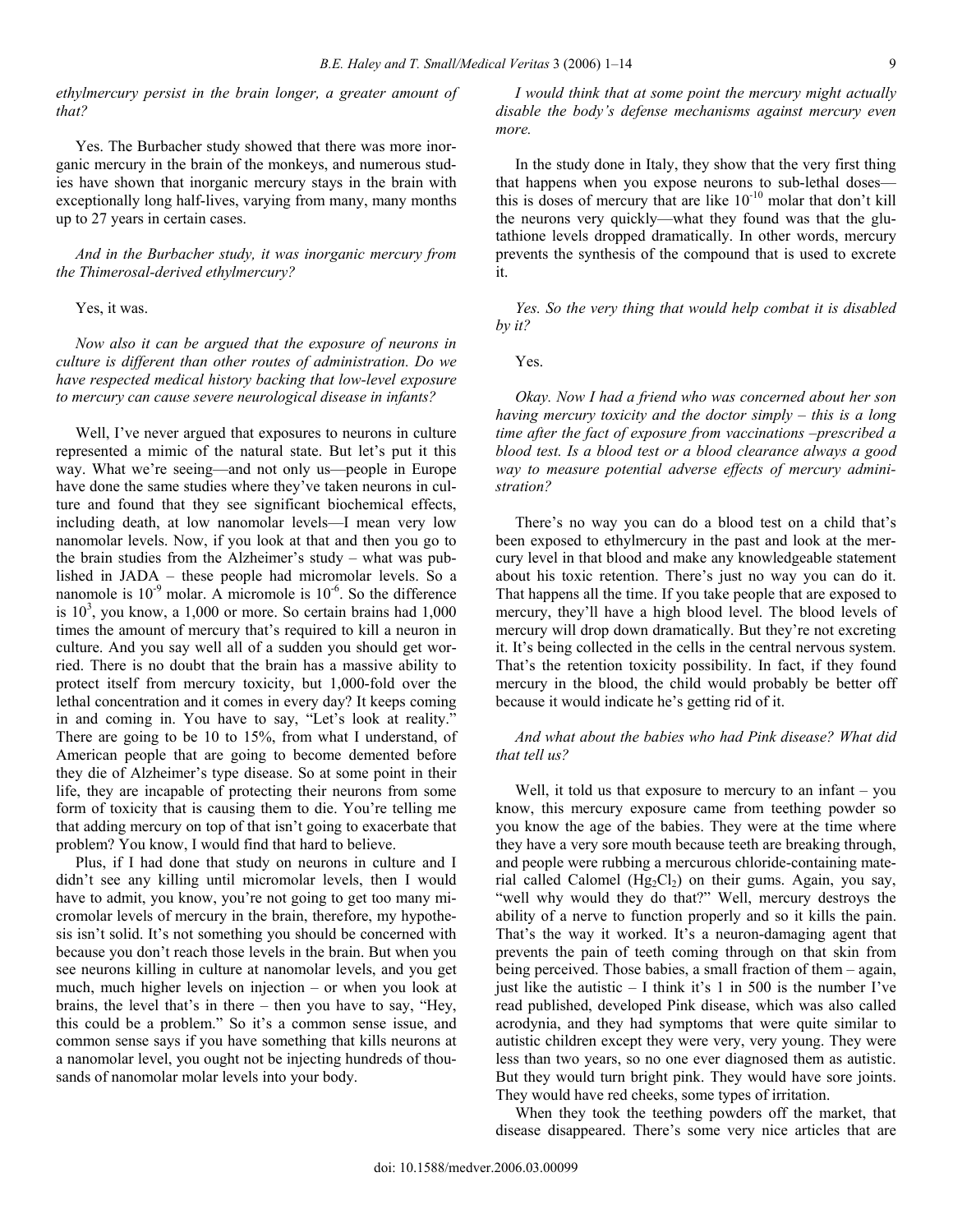*ethylmercury persist in the brain longer, a greater amount of that?*

Yes. The Burbacher study showed that there was more inorganic mercury in the brain of the monkeys, and numerous studies have shown that inorganic mercury stays in the brain with exceptionally long half-lives, varying from many, many months up to 27 years in certain cases.

*And in the Burbacher study, it was inorganic mercury from the Thimerosal-derived ethylmercury?*

Yes, it was.

*Now also it can be argued that the exposure of neurons in culture is different than other routes of administration. Do we have respected medical history backing that low-level exposure to mercury can cause severe neurological disease in infants?*

Well, I've never argued that exposures to neurons in culture represented a mimic of the natural state. But let's put it this way. What we're seeing—and not only us—people in Europe have done the same studies where they've taken neurons in culture and found that they see significant biochemical effects, including death, at low nanomolar levels—I mean very low nanomolar levels. Now, if you look at that and then you go to the brain studies from the Alzheimer's study – what was published in JADA – these people had micromolar levels. So a nanomole is $10^{-9}$ molar. A micromole is $10^{-6}$. So the difference is $10^{3}$, you know, a 1,000 or more. So certain brains had 1,000 times the amount of mercury that's required to kill a neuron in culture. And you say well all of a sudden you should get worried. There is no doubt that the brain has a massive ability to protect itself from mercury toxicity, but 1,000-fold over the lethal concentration and it comes in every day? It keeps coming in and coming in. You have to say, "Let's look at reality." There are going to be 10 to 15%, from what I understand, of American people that are going to become demented before they die of Alzheimer's type disease. So at some point in their life, they are incapable of protecting their neurons from some form of toxicity that is causing them to die. You're telling me that adding mercury on top of that isn't going to exacerbate that problem? You know, I would find that hard to believe.

Plus, if I had done that study on neurons in culture and I didn't see any killing until micromolar levels, then I would have to admit, you know, you're not going to get too many micromolar levels of mercury in the brain, therefore, my hypothesis isn't solid. It's not something you should be concerned with because you don't reach those levels in the brain. But when you see neurons killing in culture at nanomolar levels, and you get much, much higher levels on injection – or when you look at brains, the level that's in there – then you have to say, "Hey, this could be a problem." So it's a common sense issue, and common sense says if you have something that kills neurons at a nanomolar level, you ought not be injecting hundreds of thousands of nanomolar molar levels into your body.

*I would think that at some point the mercury might actually disable the body's defense mechanisms against mercury even more.*

In the study done in Italy, they show that the very first thing that happens when you expose neurons to sub-lethal doses—this is doses of mercury that are like $10^{-10}$ molar that don't kill the neurons very quickly—what they found was that the glutathione levels dropped dramatically. In other words, mercury prevents the synthesis of the compound that is used to excrete it.

*Yes. So the very thing that would help combat it is disabled by it?*

Yes.

*Okay. Now I had a friend who was concerned about her son having mercury toxicity and the doctor simply – this is a long time after the fact of exposure from vaccinations –prescribed a blood test. Is a blood test or a blood clearance always a good way to measure potential adverse effects of mercury administration?*

There's no way you can do a blood test on a child that's been exposed to ethylmercury in the past and look at the mercury level in that blood and make any knowledgeable statement about his toxic retention. There's just no way you can do it. That happens all the time. If you take people that are exposed to mercury, they'll have a high blood level. The blood levels of mercury will drop down dramatically. But they're not excreting it. It's being collected in the cells in the central nervous system. That's the retention toxicity possibility. In fact, if they found mercury in the blood, the child would probably be better off because it would indicate he's getting rid of it.

*And what about the babies who had Pink disease? What did that tell us?*

Well, it told us that exposure to mercury to an infant – you know, this mercury exposure came from teething powder so you know the age of the babies. They were at the time where they have a very sore mouth because teeth are breaking through, and people were rubbing a mercurous chloride-containing material called Calomel ($Hg_2Cl_2$) on their gums. Again, you say, "well why would they do that?" Well, mercury destroys the ability of a nerve to function properly and so it kills the pain. That's the way it worked. It's a neuron-damaging agent that prevents the pain of teeth coming through on that skin from being perceived. Those babies, a small fraction of them – again, just like the autistic – I think it's 1 in 500 is the number I've read published, developed Pink disease, which was also called acrodynia, and they had symptoms that were quite similar to autistic children except they were very, very young. They were less than two years, so no one ever diagnosed them as autistic. But they would turn bright pink. They would have sore joints. They would have red cheeks, some types of irritation.

When they took the teething powders off the market, that disease disappeared. There's some very nice articles that are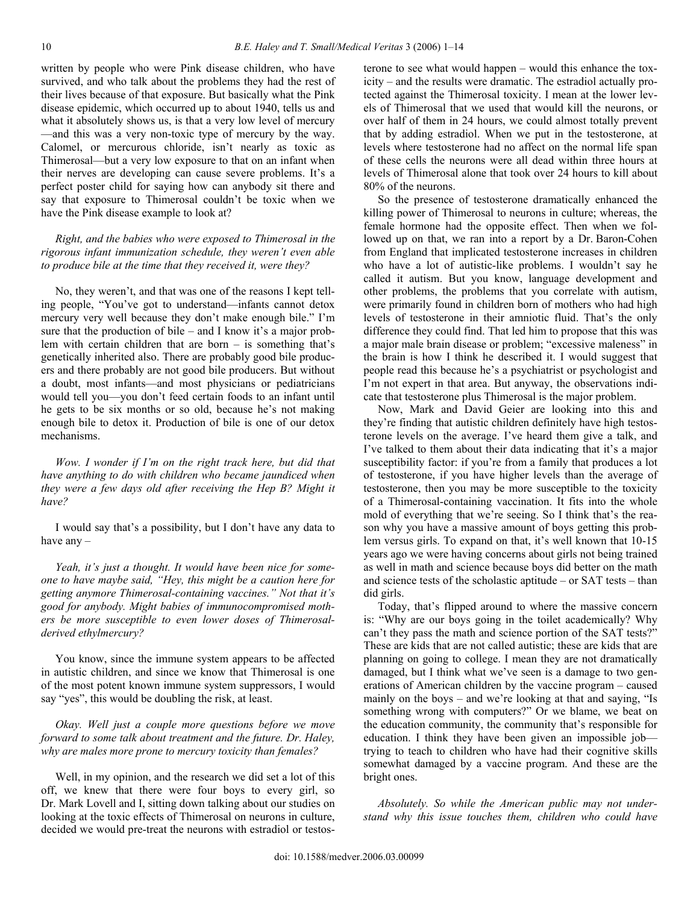written by people who were Pink disease children, who have survived, and who talk about the problems they had the rest of their lives because of that exposure. But basically what the Pink disease epidemic, which occurred up to about 1940, tells us and what it absolutely shows us, is that a very low level of mercury —and this was a very non-toxic type of mercury by the way. Calomel, or mercurous chloride, isn't nearly as toxic as Thimerosal—but a very low exposure to that on an infant when their nerves are developing can cause severe problems. It's a perfect poster child for saying how can anybody sit there and say that exposure to Thimerosal couldn't be toxic when we have the Pink disease example to look at?

*Right, and the babies who were exposed to Thimerosal in the rigorous infant immunization schedule, they weren't even able to produce bile at the time that they received it, were they?*

No, they weren't, and that was one of the reasons I kept telling people, "You've got to understand—infants cannot detox mercury very well because they don't make enough bile." I'm sure that the production of bile – and I know it's a major problem with certain children that are born – is something that's genetically inherited also. There are probably good bile producers and there probably are not good bile producers. But without a doubt, most infants—and most physicians or pediatricians would tell you—you don't feed certain foods to an infant until he gets to be six months or so old, because he's not making enough bile to detox it. Production of bile is one of our detox mechanisms.

*Wow. I wonder if I'm on the right track here, but did that have anything to do with children who became jaundiced when they were a few days old after receiving the Hep B? Might it have?*

I would say that's a possibility, but I don't have any data to have any –

*Yeah, it's just a thought. It would have been nice for someone to have maybe said, "Hey, this might be a caution here for getting anymore Thimerosal-containing vaccines." Not that it's good for anybody. Might babies of immunocompromised mothers be more susceptible to even lower doses of Thimerosal-derived ethylmercury?*

You know, since the immune system appears to be affected in autistic children, and since we know that Thimerosal is one of the most potent known immune system suppressors, I would say "yes", this would be doubling the risk, at least.

*Okay. Well just a couple more questions before we move forward to some talk about treatment and the future. Dr. Haley, why are males more prone to mercury toxicity than females?*

Well, in my opinion, and the research we did set a lot of this off, we knew that there were four boys to every girl, so Dr. Mark Lovell and I, sitting down talking about our studies on looking at the toxic effects of Thimerosal on neurons in culture, decided we would pre-treat the neurons with estradiol or testosterone to see what would happen – would this enhance the toxicity – and the results were dramatic. The estradiol actually protected against the Thimerosal toxicity. I mean at the lower levels of Thimerosal that we used that would kill the neurons, or over half of them in 24 hours, we could almost totally prevent that by adding estradiol. When we put in the testosterone, at levels where testosterone had no affect on the normal life span of these cells the neurons were all dead within three hours at levels of Thimerosal alone that took over 24 hours to kill about 80% of the neurons.

So the presence of testosterone dramatically enhanced the killing power of Thimerosal to neurons in culture; whereas, the female hormone had the opposite effect. Then when we followed up on that, we ran into a report by a Dr. Baron-Cohen from England that implicated testosterone increases in children who have a lot of autistic-like problems. I wouldn't say he called it autism. But you know, language development and other problems, the problems that you correlate with autism, were primarily found in children born of mothers who had high levels of testosterone in their amniotic fluid. That's the only difference they could find. That led him to propose that this was a major male brain disease or problem; "excessive maleness" in the brain is how I think he described it. I would suggest that people read this because he's a psychiatrist or psychologist and I'm not expert in that area. But anyway, the observations indicate that testosterone plus Thimerosal is the major problem.

Now, Mark and David Geier are looking into this and they're finding that autistic children definitely have high testosterone levels on the average. I've heard them give a talk, and I've talked to them about their data indicating that it's a major susceptibility factor: if you're from a family that produces a lot of testosterone, if you have higher levels than the average of testosterone, then you may be more susceptible to the toxicity of a Thimerosal-containing vaccination. It fits into the whole mold of everything that we're seeing. So I think that's the reason why you have a massive amount of boys getting this problem versus girls. To expand on that, it's well known that 10-15 years ago we were having concerns about girls not being trained as well in math and science because boys did better on the math and science tests of the scholastic aptitude – or SAT tests – than did girls.

Today, that's flipped around to where the massive concern is: "Why are our boys going in the toilet academically? Why can't they pass the math and science portion of the SAT tests?" These are kids that are not called autistic; these are kids that are planning on going to college. I mean they are not dramatically damaged, but I think what we've seen is a damage to two generations of American children by the vaccine program – caused mainly on the boys – and we're looking at that and saying, "Is something wrong with computers?" Or we blame, we beat on the education community, the community that's responsible for education. I think they have been given an impossible job—trying to teach to children who have had their cognitive skills somewhat damaged by a vaccine program. And these are the bright ones.

*Absolutely. So while the American public may not understand why this issue touches them, children who could have*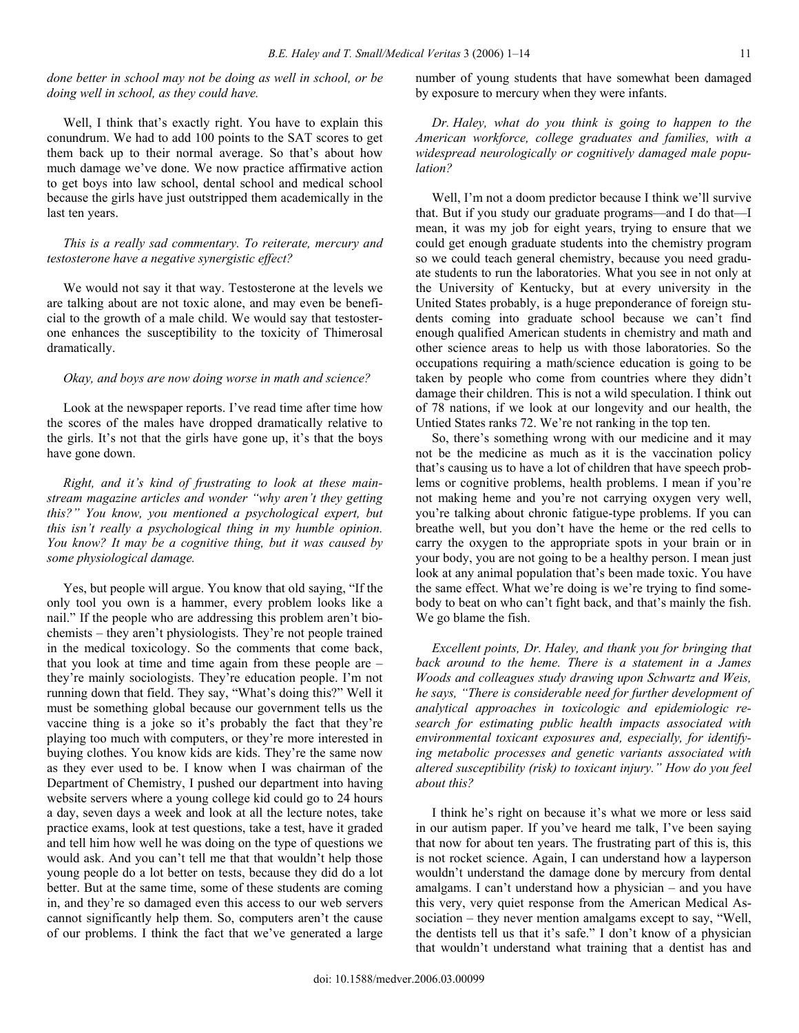*done better in school may not be doing as well in school, or be doing well in school, as they could have.*

Well, I think that's exactly right. You have to explain this conundrum. We had to add 100 points to the SAT scores to get them back up to their normal average. So that's about how much damage we've done. We now practice affirmative action to get boys into law school, dental school and medical school because the girls have just outstripped them academically in the last ten years.

*This is a really sad commentary. To reiterate, mercury and testosterone have a negative synergistic effect?*

We would not say it that way. Testosterone at the levels we are talking about are not toxic alone, and may even be beneficial to the growth of a male child. We would say that testosterone enhances the susceptibility to the toxicity of Thimerosal dramatically.

*Okay, and boys are now doing worse in math and science?*

Look at the newspaper reports. I've read time after time how the scores of the males have dropped dramatically relative to the girls. It's not that the girls have gone up, it's that the boys have gone down.

*Right, and it's kind of frustrating to look at these mainstream magazine articles and wonder "why aren't they getting this?" You know, you mentioned a psychological expert, but this isn't really a psychological thing in my humble opinion. You know? It may be a cognitive thing, but it was caused by some physiological damage.*

Yes, but people will argue. You know that old saying, "If the only tool you own is a hammer, every problem looks like a nail." If the people who are addressing this problem aren't biochemists – they aren't physiologists. They're not people trained in the medical toxicology. So the comments that come back, that you look at time and time again from these people are – they're mainly sociologists. They're education people. I'm not running down that field. They say, "What's doing this?" Well it must be something global because our government tells us the vaccine thing is a joke so it's probably the fact that they're playing too much with computers, or they're more interested in buying clothes. You know kids are kids. They're the same now as they ever used to be. I know when I was chairman of the Department of Chemistry, I pushed our department into having website servers where a young college kid could go to 24 hours a day, seven days a week and look at all the lecture notes, take practice exams, look at test questions, take a test, have it graded and tell him how well he was doing on the type of questions we would ask. And you can't tell me that that wouldn't help those young people do a lot better on tests, because they did do a lot better. But at the same time, some of these students are coming in, and they're so damaged even this access to our web servers cannot significantly help them. So, computers aren't the cause of our problems. I think the fact that we've generated a large number of young students that have somewhat been damaged by exposure to mercury when they were infants.

*Dr. Haley, what do you think is going to happen to the American workforce, college graduates and families, with a widespread neurologically or cognitively damaged male population?*

Well, I'm not a doom predictor because I think we'll survive that. But if you study our graduate programs—and I do that—I mean, it was my job for eight years, trying to ensure that we could get enough graduate students into the chemistry program so we could teach general chemistry, because you need graduate students to run the laboratories. What you see in not only at the University of Kentucky, but at every university in the United States probably, is a huge preponderance of foreign students coming into graduate school because we can't find enough qualified American students in chemistry and math and other science areas to help us with those laboratories. So the occupations requiring a math/science education is going to be taken by people who come from countries where they didn't damage their children. This is not a wild speculation. I think out of 78 nations, if we look at our longevity and our health, the Untied States ranks 72. We're not ranking in the top ten.

So, there's something wrong with our medicine and it may not be the medicine as much as it is the vaccination policy that's causing us to have a lot of children that have speech problems or cognitive problems, health problems. I mean if you're not making heme and you're not carrying oxygen very well, you're talking about chronic fatigue-type problems. If you can breathe well, but you don't have the heme or the red cells to carry the oxygen to the appropriate spots in your brain or in your body, you are not going to be a healthy person. I mean just look at any animal population that's been made toxic. You have the same effect. What we're doing is we're trying to find somebody to beat on who can't fight back, and that's mainly the fish. We go blame the fish.

*Excellent points, Dr. Haley, and thank you for bringing that back around to the heme. There is a statement in a James Woods and colleagues study drawing upon Schwartz and Weis, he says, "There is considerable need for further development of analytical approaches in toxicologic and epidemiologic research for estimating public health impacts associated with environmental toxicant exposures and, especially, for identifying metabolic processes and genetic variants associated with altered susceptibility (risk) to toxicant injury." How do you feel about this?*

I think he's right on because it's what we more or less said in our autism paper. If you've heard me talk, I've been saying that now for about ten years. The frustrating part of this is, this is not rocket science. Again, I can understand how a layperson wouldn't understand the damage done by mercury from dental amalgams. I can't understand how a physician – and you have this very, very quiet response from the American Medical Association – they never mention amalgams except to say, "Well, the dentists tell us that it's safe." I don't know of a physician that wouldn't understand what training that a dentist has and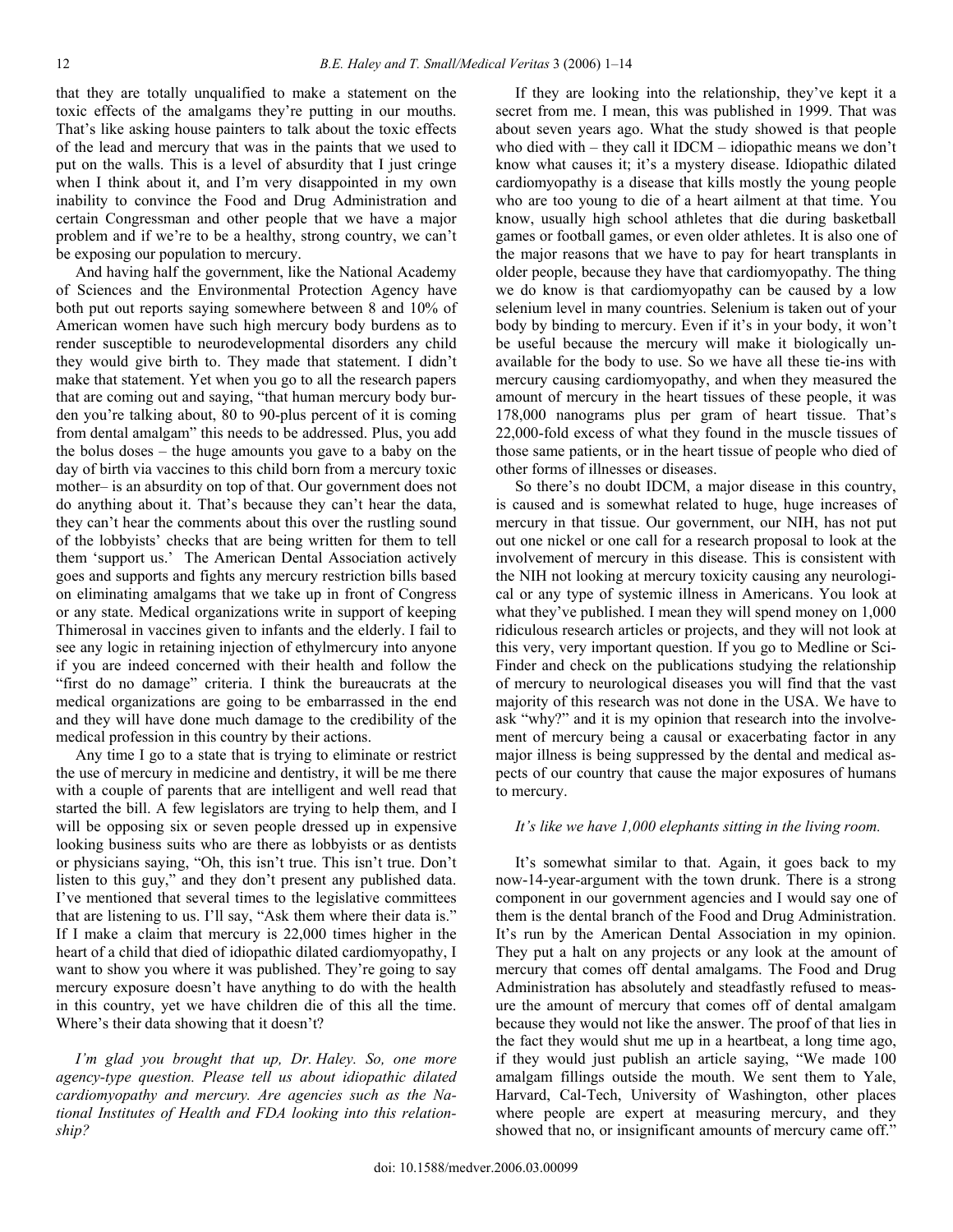that they are totally unqualified to make a statement on the toxic effects of the amalgams they're putting in our mouths. That's like asking house painters to talk about the toxic effects of the lead and mercury that was in the paints that we used to put on the walls. This is a level of absurdity that I just cringe when I think about it, and I'm very disappointed in my own inability to convince the Food and Drug Administration and certain Congressman and other people that we have a major problem and if we're to be a healthy, strong country, we can't be exposing our population to mercury.

And having half the government, like the National Academy of Sciences and the Environmental Protection Agency have both put out reports saying somewhere between 8 and 10% of American women have such high mercury body burdens as to render susceptible to neurodevelopmental disorders any child they would give birth to. They made that statement. I didn't make that statement. Yet when you go to all the research papers that are coming out and saying, "that human mercury body burden you're talking about, 80 to 90-plus percent of it is coming from dental amalgam" this needs to be addressed. Plus, you add the bolus doses – the huge amounts you gave to a baby on the day of birth via vaccines to this child born from a mercury toxic mother– is an absurdity on top of that. Our government does not do anything about it. That's because they can't hear the data, they can't hear the comments about this over the rustling sound of the lobbyists' checks that are being written for them to tell them 'support us.' The American Dental Association actively goes and supports and fights any mercury restriction bills based on eliminating amalgams that we take up in front of Congress or any state. Medical organizations write in support of keeping Thimerosal in vaccines given to infants and the elderly. I fail to see any logic in retaining injection of ethylmercury into anyone if you are indeed concerned with their health and follow the "first do no damage" criteria. I think the bureaucrats at the medical organizations are going to be embarrassed in the end and they will have done much damage to the credibility of the medical profession in this country by their actions.

Any time I go to a state that is trying to eliminate or restrict the use of mercury in medicine and dentistry, it will be me there with a couple of parents that are intelligent and well read that started the bill. A few legislators are trying to help them, and I will be opposing six or seven people dressed up in expensive looking business suits who are there as lobbyists or as dentists or physicians saying, "Oh, this isn't true. This isn't true. Don't listen to this guy," and they don't present any published data. I've mentioned that several times to the legislative committees that are listening to us. I'll say, "Ask them where their data is." If I make a claim that mercury is 22,000 times higher in the heart of a child that died of idiopathic dilated cardiomyopathy, I want to show you where it was published. They're going to say mercury exposure doesn't have anything to do with the health in this country, yet we have children die of this all the time. Where's their data showing that it doesn't?

*I'm glad you brought that up, Dr. Haley. So, one more agency-type question. Please tell us about idiopathic dilated cardiomyopathy and mercury. Are agencies such as the National Institutes of Health and FDA looking into this relationship?*

If they are looking into the relationship, they've kept it a secret from me. I mean, this was published in 1999. That was about seven years ago. What the study showed is that people who died with – they call it IDCM – idiopathic means we don't know what causes it; it's a mystery disease. Idiopathic dilated cardiomyopathy is a disease that kills mostly the young people who are too young to die of a heart ailment at that time. You know, usually high school athletes that die during basketball games or football games, or even older athletes. It is also one of the major reasons that we have to pay for heart transplants in older people, because they have that cardiomyopathy. The thing we do know is that cardiomyopathy can be caused by a low selenium level in many countries. Selenium is taken out of your body by binding to mercury. Even if it's in your body, it won't be useful because the mercury will make it biologically unavailable for the body to use. So we have all these tie-ins with mercury causing cardiomyopathy, and when they measured the amount of mercury in the heart tissues of these people, it was 178,000 nanograms plus per gram of heart tissue. That's 22,000-fold excess of what they found in the muscle tissues of those same patients, or in the heart tissue of people who died of other forms of illnesses or diseases.

So there's no doubt IDCM, a major disease in this country, is caused and is somewhat related to huge, huge increases of mercury in that tissue. Our government, our NIH, has not put out one nickel or one call for a research proposal to look at the involvement of mercury in this disease. This is consistent with the NIH not looking at mercury toxicity causing any neurological or any type of systemic illness in Americans. You look at what they've published. I mean they will spend money on 1,000 ridiculous research articles or projects, and they will not look at this very, very important question. If you go to Medline or SciFinder and check on the publications studying the relationship of mercury to neurological diseases you will find that the vast majority of this research was not done in the USA. We have to ask "why?" and it is my opinion that research into the involvement of mercury being a causal or exacerbating factor in any major illness is being suppressed by the dental and medical aspects of our country that cause the major exposures of humans to mercury.

*It's like we have 1,000 elephants sitting in the living room.*

It's somewhat similar to that. Again, it goes back to my now-14-year-argument with the town drunk. There is a strong component in our government agencies and I would say one of them is the dental branch of the Food and Drug Administration. It's run by the American Dental Association in my opinion. They put a halt on any projects or any look at the amount of mercury that comes off dental amalgams. The Food and Drug Administration has absolutely and steadfastly refused to measure the amount of mercury that comes off of dental amalgam because they would not like the answer. The proof of that lies in the fact they would shut me up in a heartbeat, a long time ago, if they would just publish an article saying, "We made 100 amalgam fillings outside the mouth. We sent them to Yale, Harvard, Cal-Tech, University of Washington, other places where people are expert at measuring mercury, and they showed that no, or insignificant amounts of mercury came off."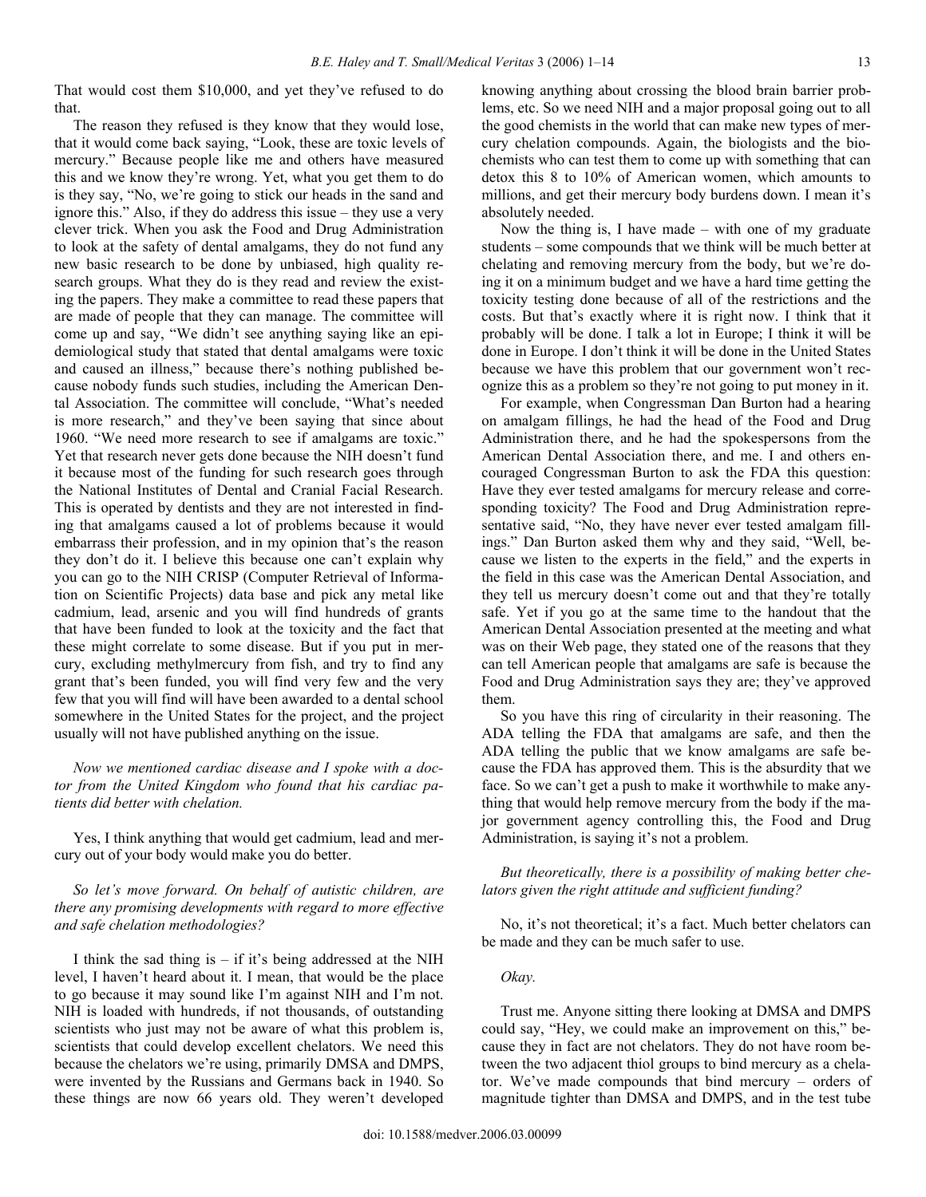That would cost them $10,000, and yet they've refused to do that.

The reason they refused is they know that they would lose, that it would come back saying, "Look, these are toxic levels of mercury." Because people like me and others have measured this and we know they're wrong. Yet, what you get them to do is they say, "No, we're going to stick our heads in the sand and ignore this." Also, if they do address this issue – they use a very clever trick. When you ask the Food and Drug Administration to look at the safety of dental amalgams, they do not fund any new basic research to be done by unbiased, high quality research groups. What they do is they read and review the existing the papers. They make a committee to read these papers that are made of people that they can manage. The committee will come up and say, "We didn't see anything saying like an epidemiological study that stated that dental amalgams were toxic and caused an illness," because there's nothing published because nobody funds such studies, including the American Dental Association. The committee will conclude, "What's needed is more research," and they've been saying that since about 1960. "We need more research to see if amalgams are toxic." Yet that research never gets done because the NIH doesn't fund it because most of the funding for such research goes through the National Institutes of Dental and Cranial Facial Research. This is operated by dentists and they are not interested in finding that amalgams caused a lot of problems because it would embarrass their profession, and in my opinion that's the reason they don't do it. I believe this because one can't explain why you can go to the NIH CRISP (Computer Retrieval of Information on Scientific Projects) data base and pick any metal like cadmium, lead, arsenic and you will find hundreds of grants that have been funded to look at the toxicity and the fact that these might correlate to some disease. But if you put in mercury, excluding methylmercury from fish, and try to find any grant that's been funded, you will find very few and the very few that you will find will have been awarded to a dental school somewhere in the United States for the project, and the project usually will not have published anything on the issue.

*Now we mentioned cardiac disease and I spoke with a doctor from the United Kingdom who found that his cardiac patients did better with chelation.*

Yes, I think anything that would get cadmium, lead and mercury out of your body would make you do better.

*So let's move forward. On behalf of autistic children, are there any promising developments with regard to more effective and safe chelation methodologies?*

I think the sad thing is – if it's being addressed at the NIH level, I haven't heard about it. I mean, that would be the place to go because it may sound like I'm against NIH and I'm not. NIH is loaded with hundreds, if not thousands, of outstanding scientists who just may not be aware of what this problem is, scientists that could develop excellent chelators. We need this because the chelators we're using, primarily DMSA and DMPS, were invented by the Russians and Germans back in 1940. So these things are now 66 years old. They weren't developed knowing anything about crossing the blood brain barrier problems, etc. So we need NIH and a major proposal going out to all the good chemists in the world that can make new types of mercury chelation compounds. Again, the biologists and the biochemists who can test them to come up with something that can detox this 8 to 10% of American women, which amounts to millions, and get their mercury body burdens down. I mean it's absolutely needed.

Now the thing is, I have made – with one of my graduate students – some compounds that we think will be much better at chelating and removing mercury from the body, but we're doing it on a minimum budget and we have a hard time getting the toxicity testing done because of all of the restrictions and the costs. But that's exactly where it is right now. I think that it probably will be done. I talk a lot in Europe; I think it will be done in Europe. I don't think it will be done in the United States because we have this problem that our government won't recognize this as a problem so they're not going to put money in it.

For example, when Congressman Dan Burton had a hearing on amalgam fillings, he had the head of the Food and Drug Administration there, and he had the spokespersons from the American Dental Association there, and me. I and others encouraged Congressman Burton to ask the FDA this question: Have they ever tested amalgams for mercury release and corresponding toxicity? The Food and Drug Administration representative said, "No, they have never ever tested amalgam fillings." Dan Burton asked them why and they said, "Well, because we listen to the experts in the field," and the experts in the field in this case was the American Dental Association, and they tell us mercury doesn't come out and that they're totally safe. Yet if you go at the same time to the handout that the American Dental Association presented at the meeting and what was on their Web page, they stated one of the reasons that they can tell American people that amalgams are safe is because the Food and Drug Administration says they are; they've approved them.

So you have this ring of circularity in their reasoning. The ADA telling the FDA that amalgams are safe, and then the ADA telling the public that we know amalgams are safe because the FDA has approved them. This is the absurdity that we face. So we can't get a push to make it worthwhile to make anything that would help remove mercury from the body if the major government agency controlling this, the Food and Drug Administration, is saying it's not a problem.

*But theoretically, there is a possibility of making better chelators given the right attitude and sufficient funding?*

No, it's not theoretical; it's a fact. Much better chelators can be made and they can be much safer to use.

*Okay.*

Trust me. Anyone sitting there looking at DMSA and DMPS could say, "Hey, we could make an improvement on this," because they in fact are not chelators. They do not have room between the two adjacent thiol groups to bind mercury as a chelator. We've made compounds that bind mercury – orders of magnitude tighter than DMSA and DMPS, and in the test tube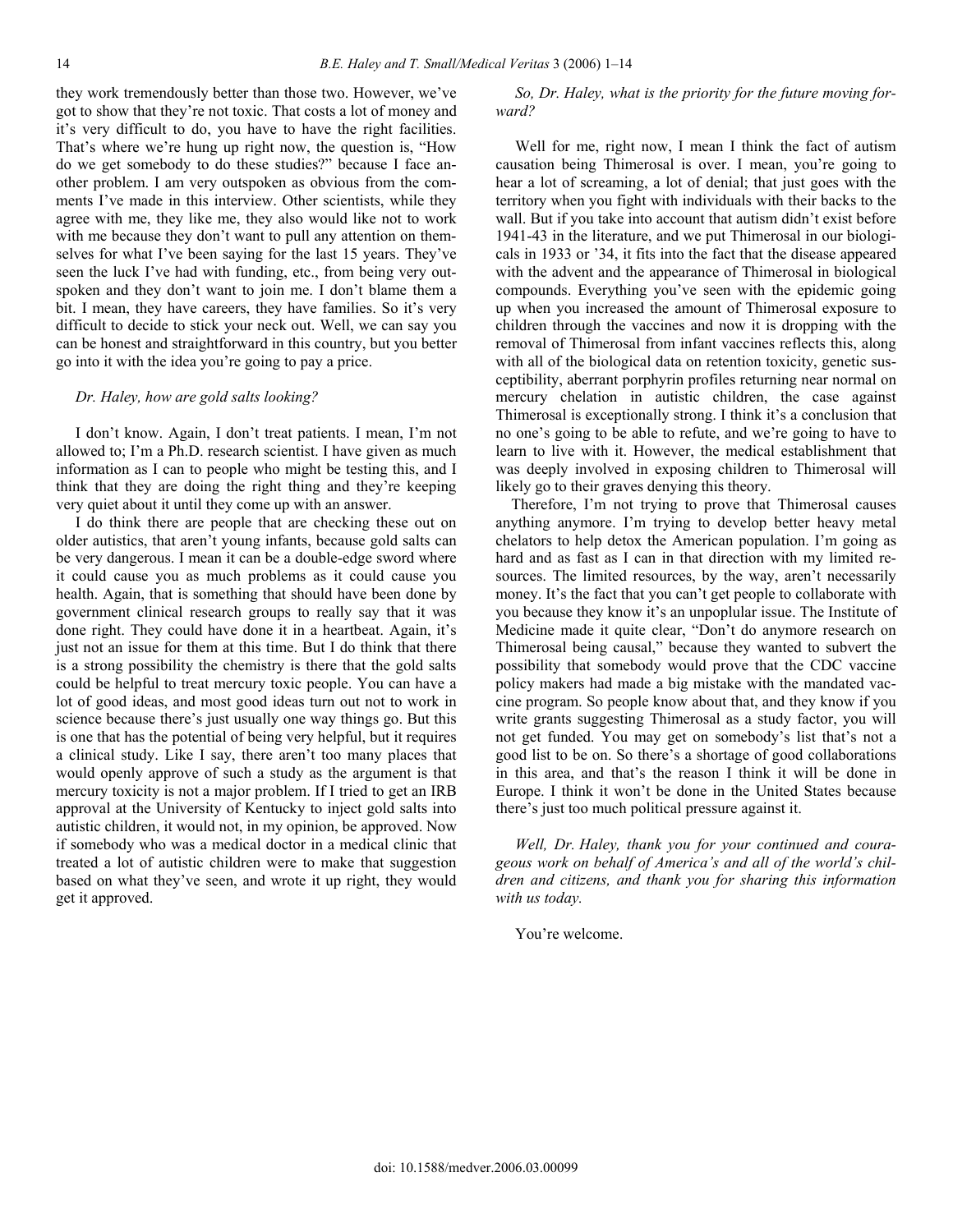they work tremendously better than those two. However, we've got to show that they're not toxic. That costs a lot of money and it's very difficult to do, you have to have the right facilities. That's where we're hung up right now, the question is, "How do we get somebody to do these studies?" because I face another problem. I am very outspoken as obvious from the comments I've made in this interview. Other scientists, while they agree with me, they like me, they also would like not to work with me because they don't want to pull any attention on themselves for what I've been saying for the last 15 years. They've seen the luck I've had with funding, etc., from being very outspoken and they don't want to join me. I don't blame them a bit. I mean, they have careers, they have families. So it's very difficult to decide to stick your neck out. Well, we can say you can be honest and straightforward in this country, but you better go into it with the idea you're going to pay a price.

*Dr. Haley, how are gold salts looking?*

I don't know. Again, I don't treat patients. I mean, I'm not allowed to; I'm a Ph.D. research scientist. I have given as much information as I can to people who might be testing this, and I think that they are doing the right thing and they're keeping very quiet about it until they come up with an answer.

I do think there are people that are checking these out on older autistics, that aren't young infants, because gold salts can be very dangerous. I mean it can be a double-edge sword where it could cause you as much problems as it could cause you health. Again, that is something that should have been done by government clinical research groups to really say that it was done right. They could have done it in a heartbeat. Again, it's just not an issue for them at this time. But I do think that there is a strong possibility the chemistry is there that the gold salts could be helpful to treat mercury toxic people. You can have a lot of good ideas, and most good ideas turn out not to work in science because there's just usually one way things go. But this is one that has the potential of being very helpful, but it requires a clinical study. Like I say, there aren't too many places that would openly approve of such a study as the argument is that mercury toxicity is not a major problem. If I tried to get an IRB approval at the University of Kentucky to inject gold salts into autistic children, it would not, in my opinion, be approved. Now if somebody who was a medical doctor in a medical clinic that treated a lot of autistic children were to make that suggestion based on what they've seen, and wrote it up right, they would get it approved.

*So, Dr. Haley, what is the priority for the future moving forward?*

Well for me, right now, I mean I think the fact of autism causation being Thimerosal is over. I mean, you're going to hear a lot of screaming, a lot of denial; that just goes with the territory when you fight with individuals with their backs to the wall. But if you take into account that autism didn't exist before 1941-43 in the literature, and we put Thimerosal in our biologicals in 1933 or '34, it fits into the fact that the disease appeared with the advent and the appearance of Thimerosal in biological compounds. Everything you've seen with the epidemic going up when you increased the amount of Thimerosal exposure to children through the vaccines and now it is dropping with the removal of Thimerosal from infant vaccines reflects this, along with all of the biological data on retention toxicity, genetic susceptibility, aberrant porphyrin profiles returning near normal on mercury chelation in autistic children, the case against Thimerosal is exceptionally strong. I think it's a conclusion that no one's going to be able to refute, and we're going to have to learn to live with it. However, the medical establishment that was deeply involved in exposing children to Thimerosal will likely go to their graves denying this theory.

Therefore, I'm not trying to prove that Thimerosal causes anything anymore. I'm trying to develop better heavy metal chelators to help detox the American population. I'm going as hard and as fast as I can in that direction with my limited resources. The limited resources, by the way, aren't necessarily money. It's the fact that you can't get people to collaborate with you because they know it's an unpoplular issue. The Institute of Medicine made it quite clear, "Don't do anymore research on Thimerosal being causal," because they wanted to subvert the possibility that somebody would prove that the CDC vaccine policy makers had made a big mistake with the mandated vaccine program. So people know about that, and they know if you write grants suggesting Thimerosal as a study factor, you will not get funded. You may get on somebody's list that's not a good list to be on. So there's a shortage of good collaborations in this area, and that's the reason I think it will be done in Europe. I think it won't be done in the United States because there's just too much political pressure against it.

*Well, Dr. Haley, thank you for your continued and courageous work on behalf of America's and all of the world's children and citizens, and thank you for sharing this information with us today.*

You're welcome.

doi: 10.1588/medver.2006.03.00099